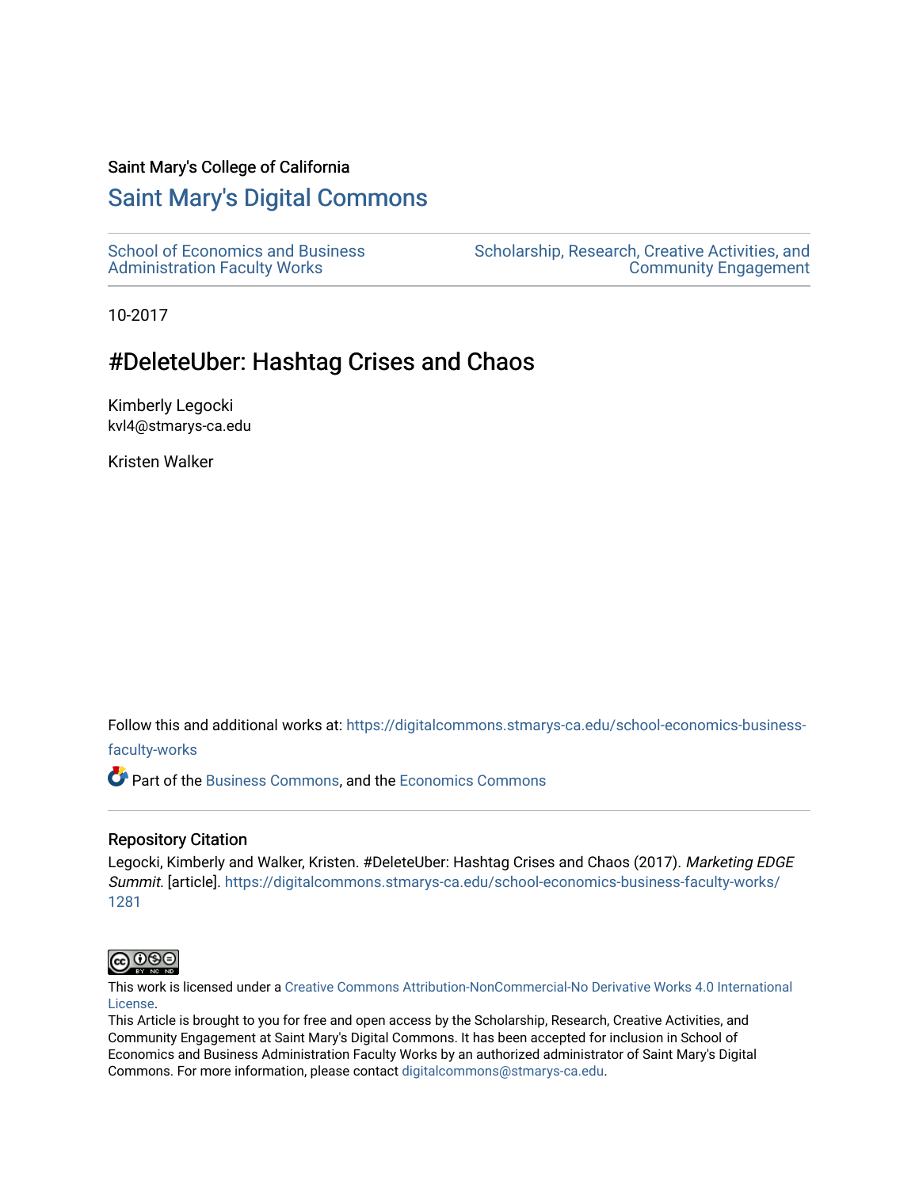Saint Mary's College of California

# Saint Mary's Digital Commons

School of Economics and Business Administration Faculty Works

Scholarship, Research, Creative Activities, and Community Engagement

10-2017

## #DeleteUber: Hashtag Crises and Chaos

Kimberly Legocki
kvl4@stmarys-ca.edu

Kristen Walker

Follow this and additional works at: https://digitalcommons.stmarys-ca.edu/school-economics-business-faculty-works

Part of the Business Commons, and the Economics Commons

### Repository Citation

Legocki, Kimberly and Walker, Kristen. #DeleteUber: Hashtag Crises and Chaos (2017). *Marketing EDGE Summit*. [article]. https://digitalcommons.stmarys-ca.edu/school-economics-business-faculty-works/1281

This work is licensed under a Creative Commons Attribution-NonCommercial-No Derivative Works 4.0 International License.

This Article is brought to you for free and open access by the Scholarship, Research, Creative Activities, and Community Engagement at Saint Mary's Digital Commons. It has been accepted for inclusion in School of Economics and Business Administration Faculty Works by an authorized administrator of Saint Mary's Digital Commons. For more information, please contact digitalcommons@stmarys-ca.edu.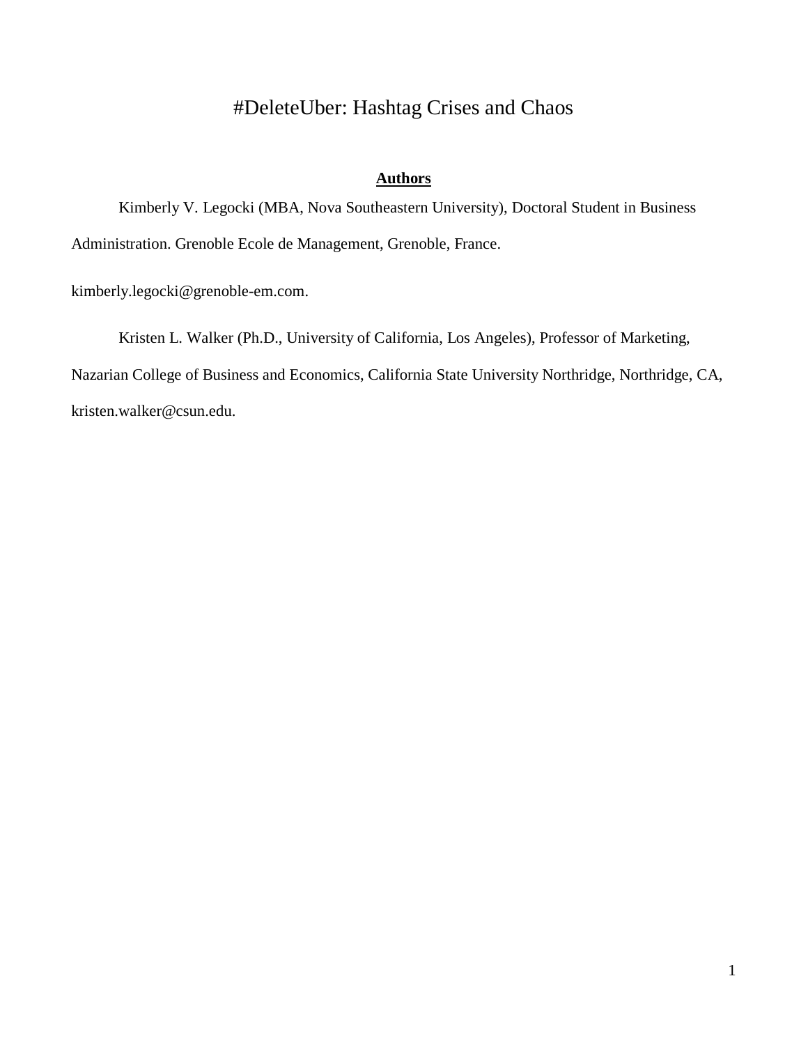# #DeleteUber: Hashtag Crises and Chaos

**Authors**

Kimberly V. Legocki (MBA, Nova Southeastern University), Doctoral Student in Business Administration. Grenoble Ecole de Management, Grenoble, France.

kimberly.legocki@grenoble-em.com.

Kristen L. Walker (Ph.D., University of California, Los Angeles), Professor of Marketing, Nazarian College of Business and Economics, California State University Northridge, Northridge, CA, kristen.walker@csun.edu.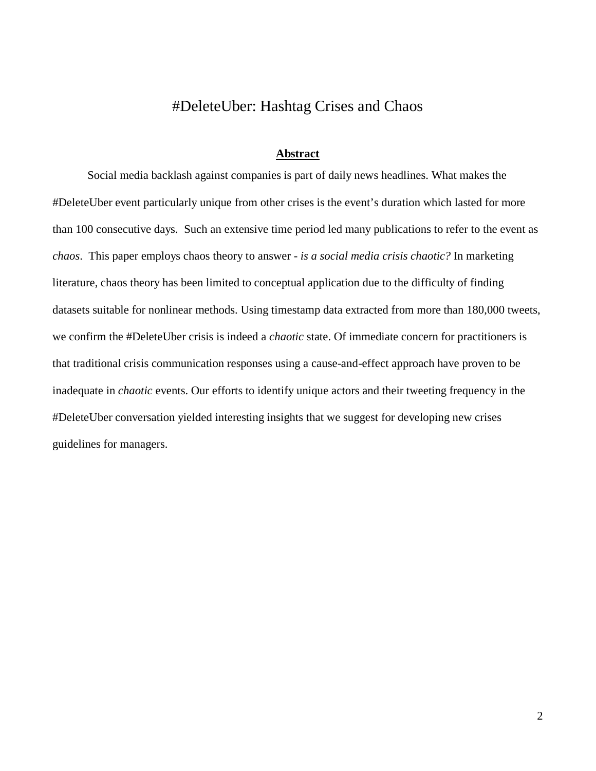# #DeleteUber: Hashtag Crises and Chaos

## Abstract

Social media backlash against companies is part of daily news headlines. What makes the #DeleteUber event particularly unique from other crises is the event's duration which lasted for more than 100 consecutive days. Such an extensive time period led many publications to refer to the event as *chaos*. This paper employs chaos theory to answer - *is a social media crisis chaotic?* In marketing literature, chaos theory has been limited to conceptual application due to the difficulty of finding datasets suitable for nonlinear methods. Using timestamp data extracted from more than 180,000 tweets, we confirm the #DeleteUber crisis is indeed a *chaotic* state. Of immediate concern for practitioners is that traditional crisis communication responses using a cause-and-effect approach have proven to be inadequate in *chaotic* events. Our efforts to identify unique actors and their tweeting frequency in the #DeleteUber conversation yielded interesting insights that we suggest for developing new crises guidelines for managers.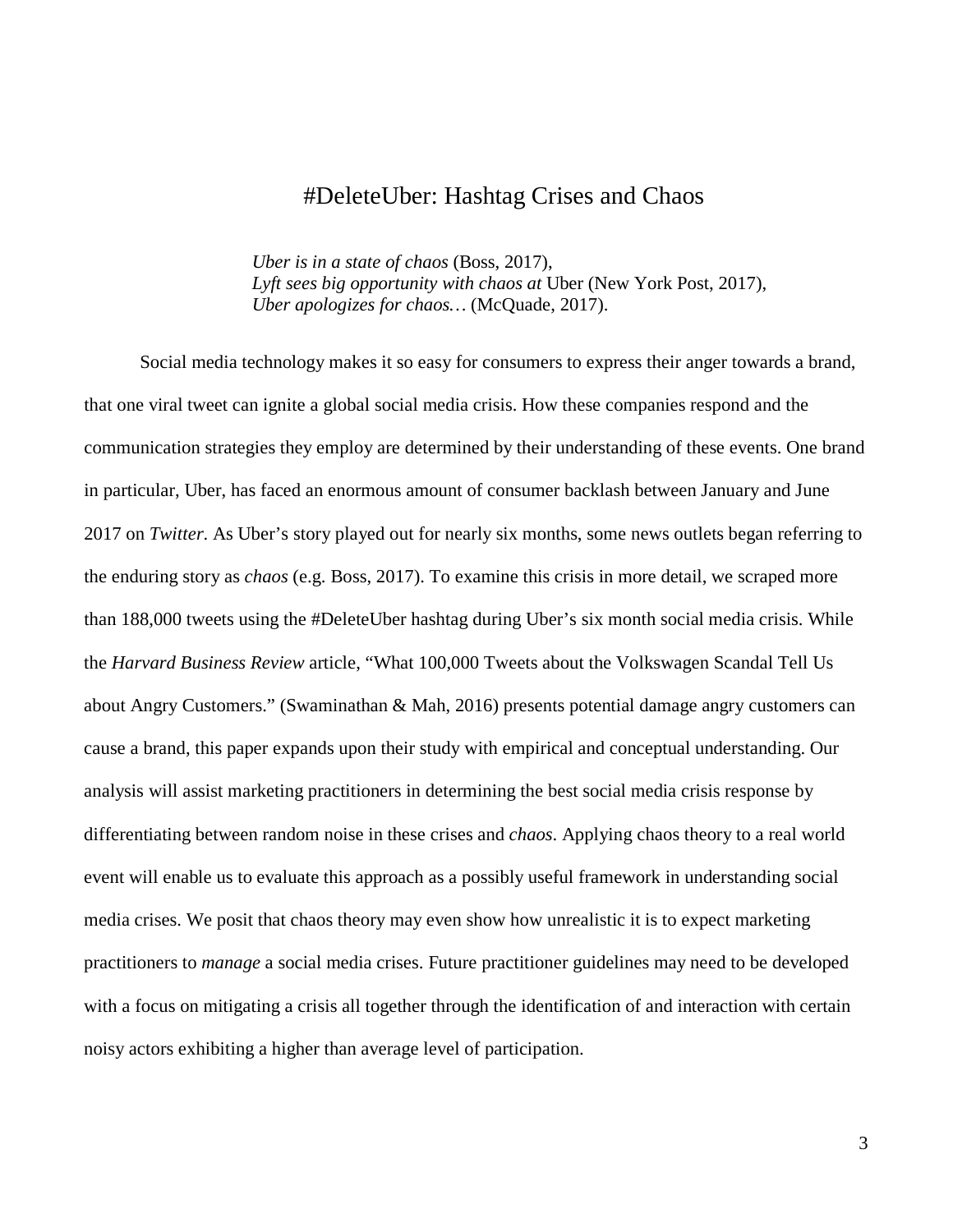# #DeleteUber: Hashtag Crises and Chaos

> *Uber is in a state of chaos* (Boss, 2017),
> *Lyft sees big opportunity with chaos at* Uber (New York Post, 2017),
> *Uber apologizes for chaos…* (McQuade, 2017).

Social media technology makes it so easy for consumers to express their anger towards a brand, that one viral tweet can ignite a global social media crisis. How these companies respond and the communication strategies they employ are determined by their understanding of these events. One brand in particular, Uber, has faced an enormous amount of consumer backlash between January and June 2017 on *Twitter.* As Uber's story played out for nearly six months, some news outlets began referring to the enduring story as *chaos* (e.g. Boss, 2017). To examine this crisis in more detail, we scraped more than 188,000 tweets using the #DeleteUber hashtag during Uber's six month social media crisis. While the *Harvard Business Review* article, "What 100,000 Tweets about the Volkswagen Scandal Tell Us about Angry Customers." (Swaminathan & Mah, 2016) presents potential damage angry customers can cause a brand, this paper expands upon their study with empirical and conceptual understanding. Our analysis will assist marketing practitioners in determining the best social media crisis response by differentiating between random noise in these crises and *chaos*. Applying chaos theory to a real world event will enable us to evaluate this approach as a possibly useful framework in understanding social media crises. We posit that chaos theory may even show how unrealistic it is to expect marketing practitioners to *manage* a social media crises. Future practitioner guidelines may need to be developed with a focus on mitigating a crisis all together through the identification of and interaction with certain noisy actors exhibiting a higher than average level of participation.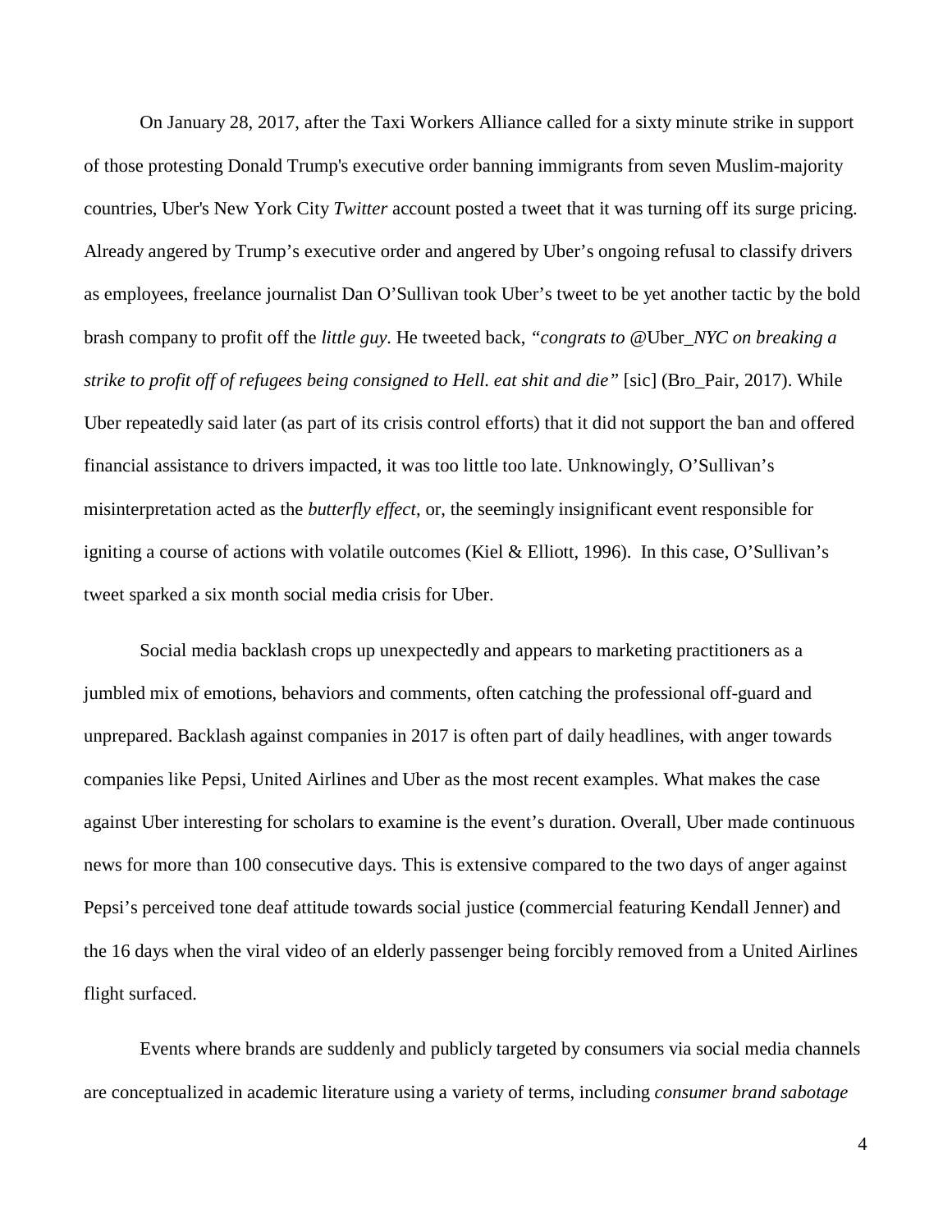On January 28, 2017, after the Taxi Workers Alliance called for a sixty minute strike in support of those protesting Donald Trump's executive order banning immigrants from seven Muslim-majority countries, Uber's New York City *Twitter* account posted a tweet that it was turning off its surge pricing. Already angered by Trump's executive order and angered by Uber's ongoing refusal to classify drivers as employees, freelance journalist Dan O'Sullivan took Uber's tweet to be yet another tactic by the bold brash company to profit off the *little guy*. He tweeted back, *"congrats to* @Uber*_NYC on breaking a strike to profit off of refugees being consigned to Hell. eat shit and die"* [sic] (Bro_Pair, 2017). While Uber repeatedly said later (as part of its crisis control efforts) that it did not support the ban and offered financial assistance to drivers impacted, it was too little too late. Unknowingly, O'Sullivan's misinterpretation acted as the *butterfly effect*, or, the seemingly insignificant event responsible for igniting a course of actions with volatile outcomes (Kiel & Elliott, 1996). In this case, O'Sullivan's tweet sparked a six month social media crisis for Uber.

Social media backlash crops up unexpectedly and appears to marketing practitioners as a jumbled mix of emotions, behaviors and comments, often catching the professional off-guard and unprepared. Backlash against companies in 2017 is often part of daily headlines, with anger towards companies like Pepsi, United Airlines and Uber as the most recent examples. What makes the case against Uber interesting for scholars to examine is the event's duration. Overall, Uber made continuous news for more than 100 consecutive days. This is extensive compared to the two days of anger against Pepsi's perceived tone deaf attitude towards social justice (commercial featuring Kendall Jenner) and the 16 days when the viral video of an elderly passenger being forcibly removed from a United Airlines flight surfaced.

Events where brands are suddenly and publicly targeted by consumers via social media channels are conceptualized in academic literature using a variety of terms, including *consumer brand sabotage*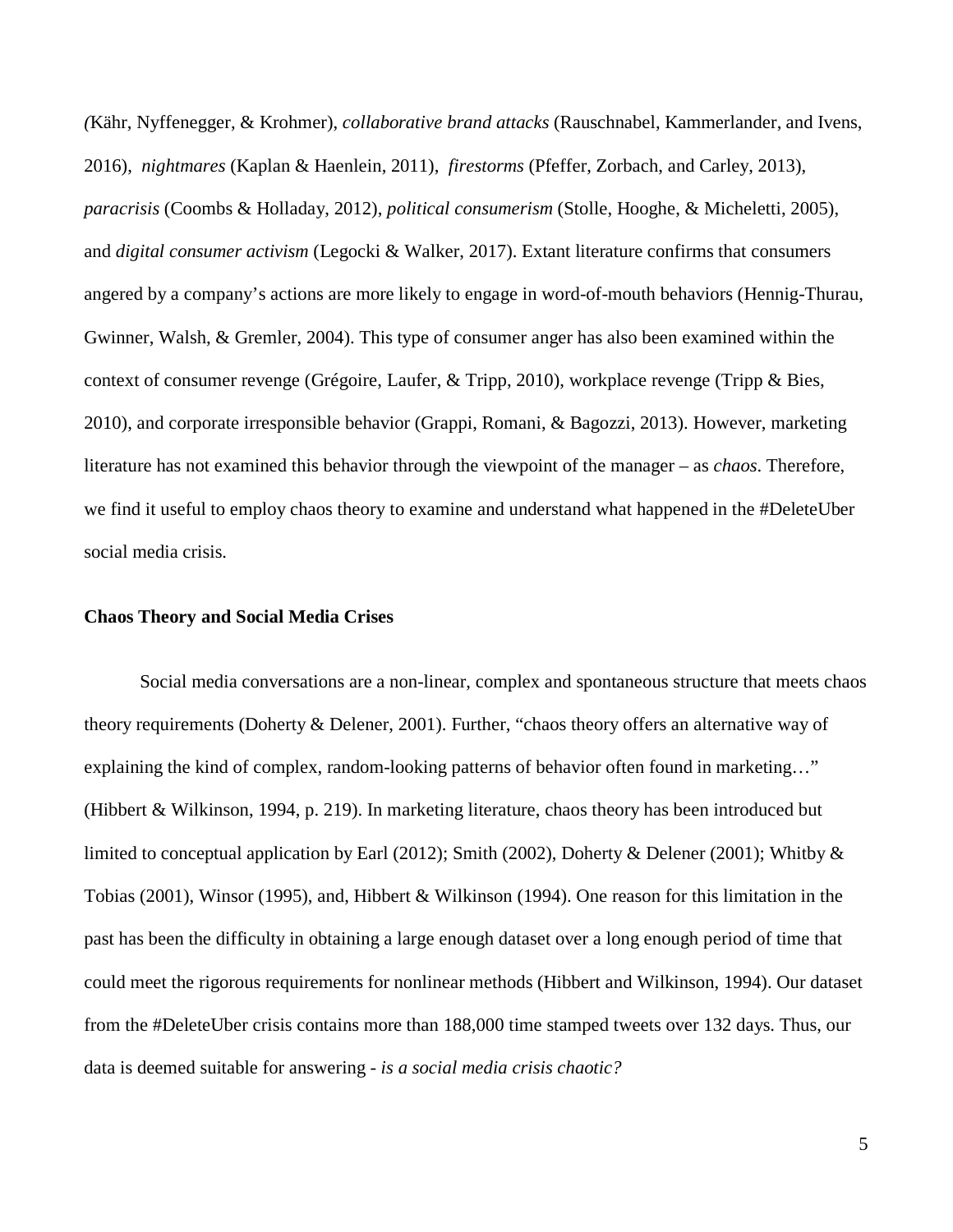*(*Kähr, Nyffenegger, & Krohmer), *collaborative brand attacks* (Rauschnabel, Kammerlander, and Ivens, 2016), *nightmares* (Kaplan & Haenlein, 2011), *firestorms* (Pfeffer, Zorbach, and Carley, 2013), *paracrisis* (Coombs & Holladay, 2012), *political consumerism* (Stolle, Hooghe, & Micheletti, 2005), and *digital consumer activism* (Legocki & Walker, 2017). Extant literature confirms that consumers angered by a company's actions are more likely to engage in word-of-mouth behaviors (Hennig-Thurau, Gwinner, Walsh, & Gremler, 2004). This type of consumer anger has also been examined within the context of consumer revenge (Grégoire, Laufer, & Tripp, 2010), workplace revenge (Tripp & Bies, 2010), and corporate irresponsible behavior (Grappi, Romani, & Bagozzi, 2013). However, marketing literature has not examined this behavior through the viewpoint of the manager – as *chaos*. Therefore, we find it useful to employ chaos theory to examine and understand what happened in the #DeleteUber social media crisis.

**Chaos Theory and Social Media Crises**

Social media conversations are a non-linear, complex and spontaneous structure that meets chaos theory requirements (Doherty & Delener, 2001). Further, "chaos theory offers an alternative way of explaining the kind of complex, random-looking patterns of behavior often found in marketing…" (Hibbert & Wilkinson, 1994, p. 219). In marketing literature, chaos theory has been introduced but limited to conceptual application by Earl (2012); Smith (2002), Doherty & Delener (2001); Whitby & Tobias (2001), Winsor (1995), and, Hibbert & Wilkinson (1994). One reason for this limitation in the past has been the difficulty in obtaining a large enough dataset over a long enough period of time that could meet the rigorous requirements for nonlinear methods (Hibbert and Wilkinson, 1994). Our dataset from the #DeleteUber crisis contains more than 188,000 time stamped tweets over 132 days. Thus, our data is deemed suitable for answering - *is a social media crisis chaotic?*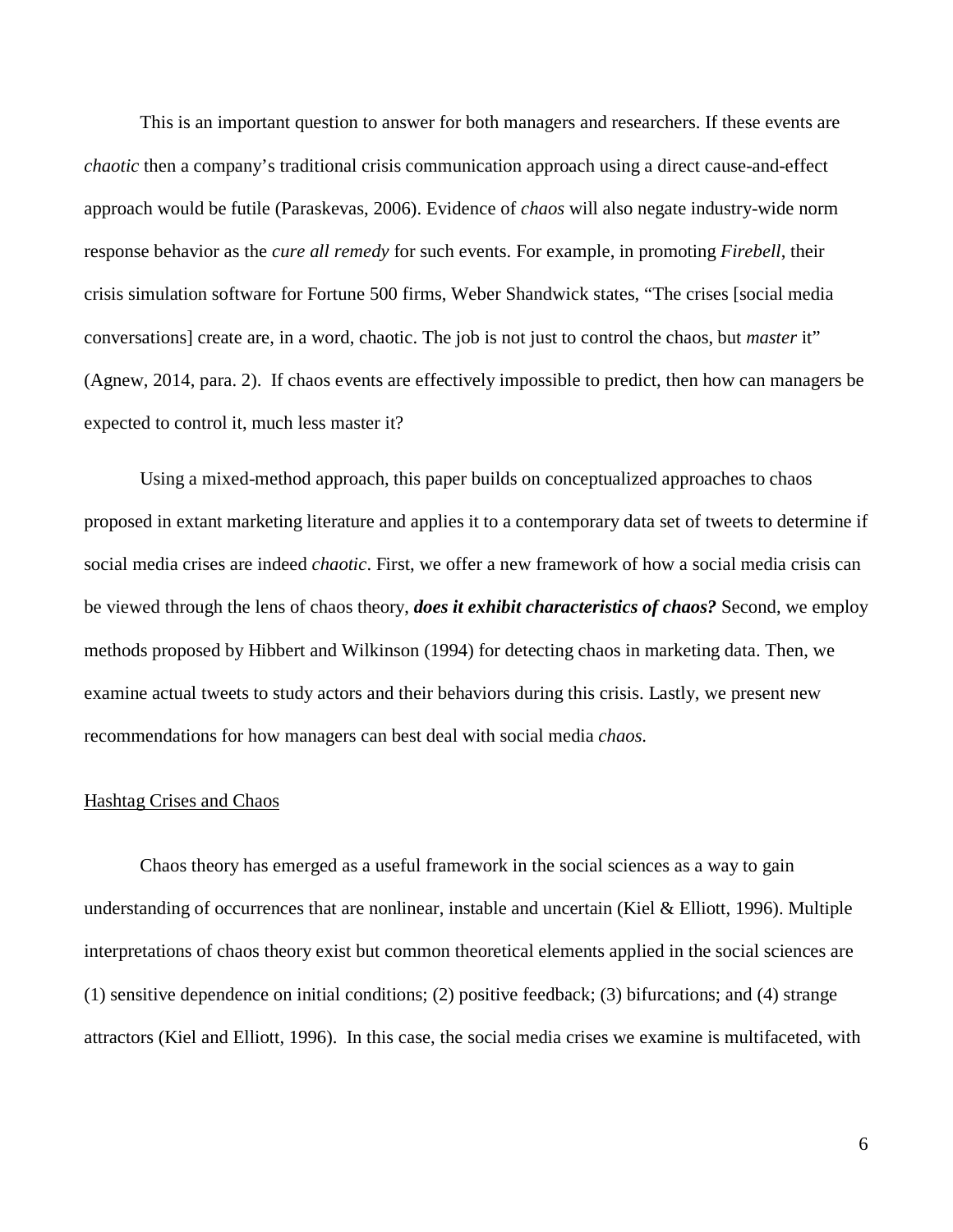This is an important question to answer for both managers and researchers. If these events are *chaotic* then a company's traditional crisis communication approach using a direct cause-and-effect approach would be futile (Paraskevas, 2006). Evidence of *chaos* will also negate industry-wide norm response behavior as the *cure all remedy* for such events. For example, in promoting *Firebell*, their crisis simulation software for Fortune 500 firms, Weber Shandwick states, "The crises [social media conversations] create are, in a word, chaotic. The job is not just to control the chaos, but *master* it" (Agnew, 2014, para. 2). If chaos events are effectively impossible to predict, then how can managers be expected to control it, much less master it?

Using a mixed-method approach, this paper builds on conceptualized approaches to chaos proposed in extant marketing literature and applies it to a contemporary data set of tweets to determine if social media crises are indeed *chaotic*. First, we offer a new framework of how a social media crisis can be viewed through the lens of chaos theory, ***does it exhibit characteristics of chaos?*** Second, we employ methods proposed by Hibbert and Wilkinson (1994) for detecting chaos in marketing data. Then, we examine actual tweets to study actors and their behaviors during this crisis. Lastly, we present new recommendations for how managers can best deal with social media *chaos*.

## Hashtag Crises and Chaos

Chaos theory has emerged as a useful framework in the social sciences as a way to gain understanding of occurrences that are nonlinear, instable and uncertain (Kiel & Elliott, 1996). Multiple interpretations of chaos theory exist but common theoretical elements applied in the social sciences are (1) sensitive dependence on initial conditions; (2) positive feedback; (3) bifurcations; and (4) strange attractors (Kiel and Elliott, 1996). In this case, the social media crises we examine is multifaceted, with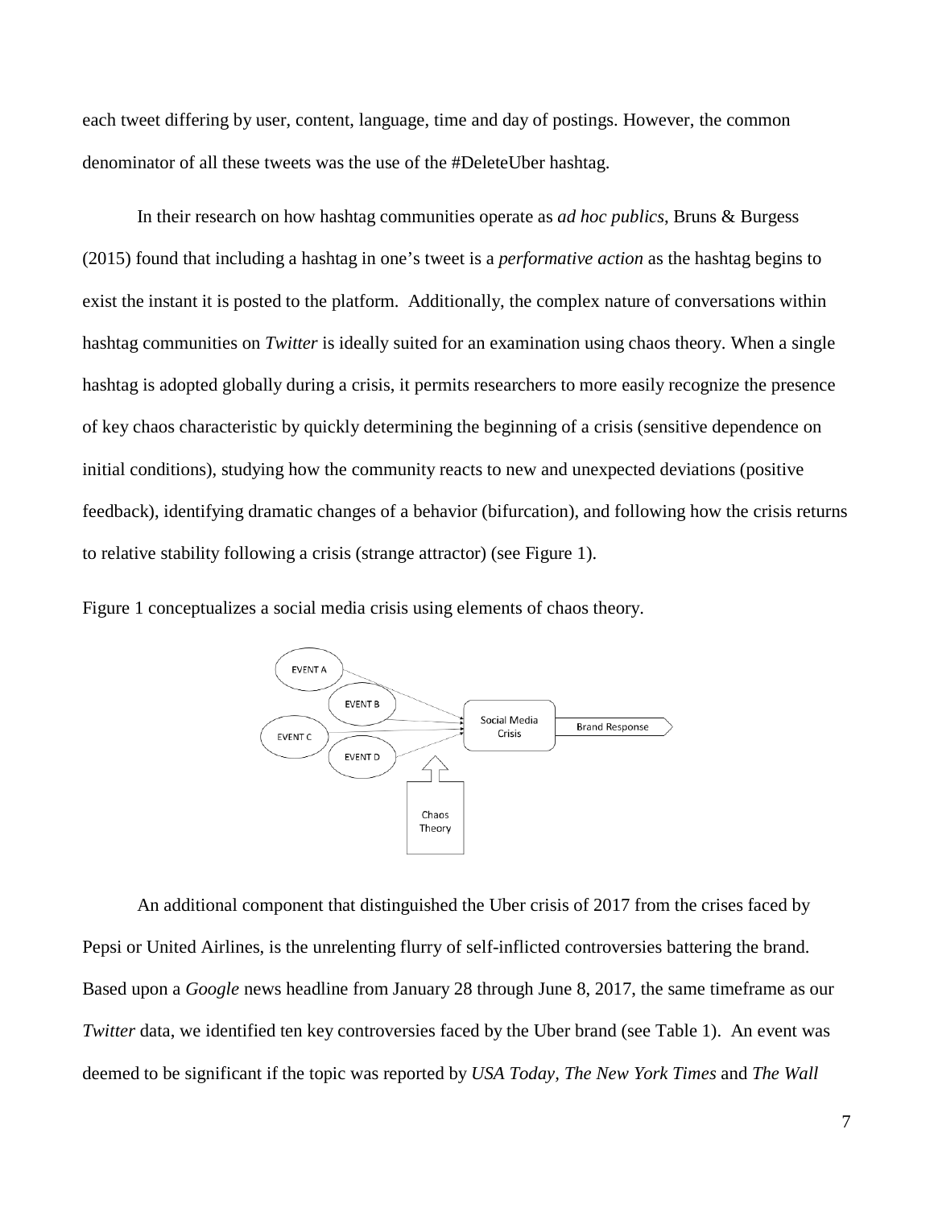each tweet differing by user, content, language, time and day of postings. However, the common denominator of all these tweets was the use of the #DeleteUber hashtag.

In their research on how hashtag communities operate as *ad hoc publics*, Bruns & Burgess (2015) found that including a hashtag in one's tweet is a *performative action* as the hashtag begins to exist the instant it is posted to the platform. Additionally, the complex nature of conversations within hashtag communities on *Twitter* is ideally suited for an examination using chaos theory. When a single hashtag is adopted globally during a crisis, it permits researchers to more easily recognize the presence of key chaos characteristic by quickly determining the beginning of a crisis (sensitive dependence on initial conditions), studying how the community reacts to new and unexpected deviations (positive feedback), identifying dramatic changes of a behavior (bifurcation), and following how the crisis returns to relative stability following a crisis (strange attractor) (see Figure 1).

Figure 1 conceptualizes a social media crisis using elements of chaos theory.

An additional component that distinguished the Uber crisis of 2017 from the crises faced by Pepsi or United Airlines, is the unrelenting flurry of self-inflicted controversies battering the brand. Based upon a *Google* news headline from January 28 through June 8, 2017, the same timeframe as our *Twitter* data, we identified ten key controversies faced by the Uber brand (see Table 1). An event was deemed to be significant if the topic was reported by *USA Today*, *The New York Times* and *The Wall*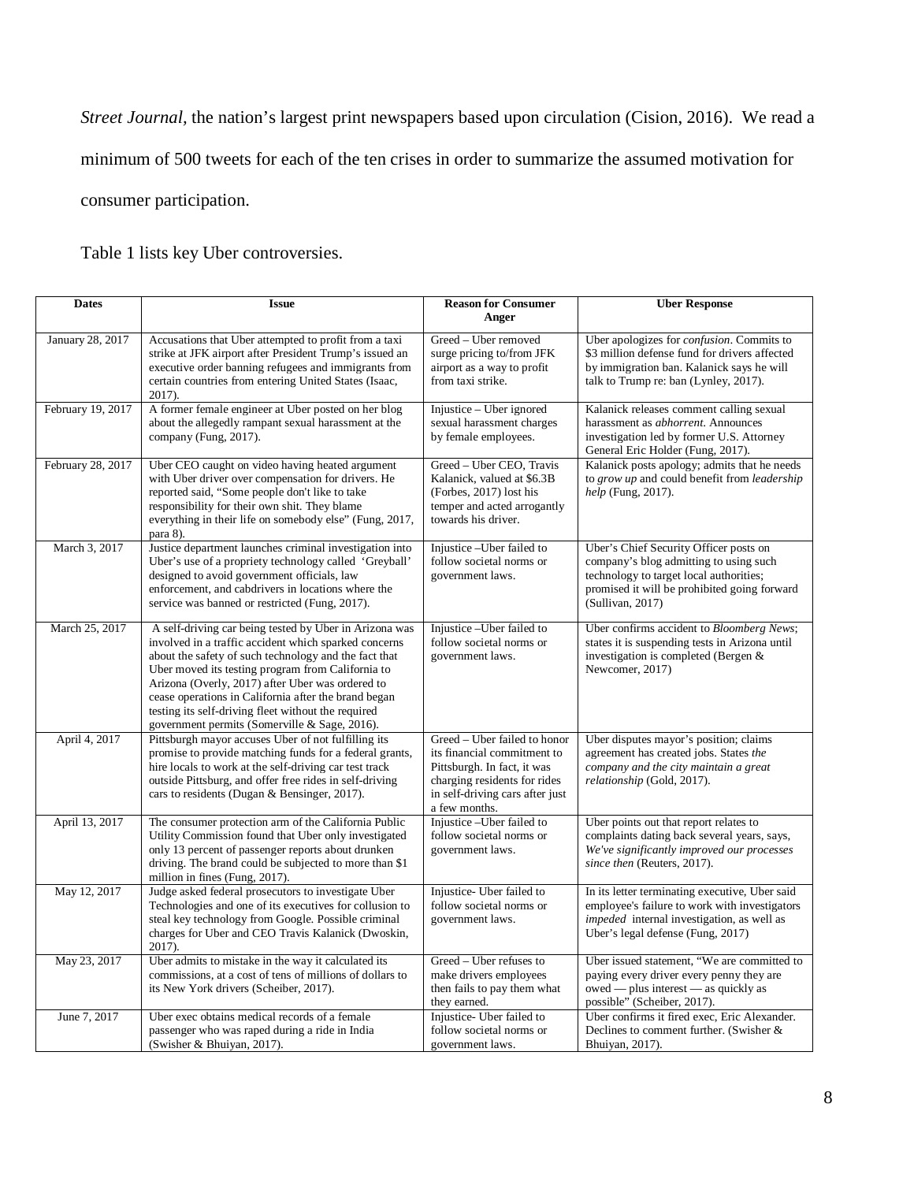*Street Journal*, the nation's largest print newspapers based upon circulation (Cision, 2016). We read a minimum of 500 tweets for each of the ten crises in order to summarize the assumed motivation for consumer participation.

Table 1 lists key Uber controversies.

| Dates | Issue | Reason for Consumer Anger | Uber Response |
|---|---|---|---|
| January 28, 2017 | Accusations that Uber attempted to profit from a taxi strike at JFK airport after President Trump's issued an executive order banning refugees and immigrants from certain countries from entering United States (Isaac, 2017). | Greed – Uber removed surge pricing to/from JFK airport as a way to profit from taxi strike. | Uber apologizes for *confusion*. Commits to $3 million defense fund for drivers affected by immigration ban. Kalanick says he will talk to Trump re: ban (Lynley, 2017). |
| February 19, 2017 | A former female engineer at Uber posted on her blog about the allegedly rampant sexual harassment at the company (Fung, 2017). | Injustice – Uber ignored sexual harassment charges by female employees. | Kalanick releases comment calling sexual harassment as *abhorrent*. Announces investigation led by former U.S. Attorney General Eric Holder (Fung, 2017). |
| February 28, 2017 | Uber CEO caught on video having heated argument with Uber driver over compensation for drivers. He reported said, "Some people don't like to take responsibility for their own shit. They blame everything in their life on somebody else" (Fung, 2017, para 8). | Greed – Uber CEO, Travis Kalanick, valued at $6.3B (Forbes, 2017) lost his temper and acted arrogantly towards his driver. | Kalanick posts apology; admits that he needs to *grow up* and could benefit from *leadership help* (Fung, 2017). |
| March 3, 2017 | Justice department launches criminal investigation into Uber's use of a propriety technology called 'Greyball' designed to avoid government officials, law enforcement, and cabdrivers in locations where the service was banned or restricted (Fung, 2017). | Injustice –Uber failed to follow societal norms or government laws. | Uber's Chief Security Officer posts on company's blog admitting to using such technology to target local authorities; promised it will be prohibited going forward (Sullivan, 2017) |
| March 25, 2017 | A self-driving car being tested by Uber in Arizona was involved in a traffic accident which sparked concerns about the safety of such technology and the fact that Uber moved its testing program from California to Arizona (Overly, 2017) after Uber was ordered to cease operations in California after the brand began testing its self-driving fleet without the required government permits (Somerville & Sage, 2016). | Injustice –Uber failed to follow societal norms or government laws. | Uber confirms accident to *Bloomberg News*; states it is suspending tests in Arizona until investigation is completed (Bergen & Newcomer, 2017) |
| April 4, 2017 | Pittsburgh mayor accuses Uber of not fulfilling its promise to provide matching funds for a federal grants, hire locals to work at the self-driving car test track outside Pittsburg, and offer free rides in self-driving cars to residents (Dugan & Bensinger, 2017). | Greed – Uber failed to honor its financial commitment to Pittsburgh. In fact, it was charging residents for rides in self-driving cars after just a few months. | Uber disputes mayor's position; claims agreement has created jobs. States *the company and the city maintain a great relationship* (Gold, 2017). |
| April 13, 2017 | The consumer protection arm of the California Public Utility Commission found that Uber only investigated only 13 percent of passenger reports about drunken driving. The brand could be subjected to more than $1 million in fines (Fung, 2017). | Injustice –Uber failed to follow societal norms or government laws. | Uber points out that report relates to complaints dating back several years, says, *We've significantly improved our processes since then* (Reuters, 2017). |
| May 12, 2017 | Judge asked federal prosecutors to investigate Uber Technologies and one of its executives for collusion to steal key technology from Google. Possible criminal charges for Uber and CEO Travis Kalanick (Dwoskin, 2017). | Injustice- Uber failed to follow societal norms or government laws. | In its letter terminating executive, Uber said employee's failure to work with investigators *impeded* internal investigation, as well as Uber's legal defense (Fung, 2017) |
| May 23, 2017 | Uber admits to mistake in the way it calculated its commissions, at a cost of tens of millions of dollars to its New York drivers (Scheiber, 2017). | Greed – Uber refuses to make drivers employees then fails to pay them what they earned. | Uber issued statement, "We are committed to paying every driver every penny they are owed — plus interest — as quickly as possible" (Scheiber, 2017). |
| June 7, 2017 | Uber exec obtains medical records of a female passenger who was raped during a ride in India (Swisher & Bhuiyan, 2017). | Injustice- Uber failed to follow societal norms or government laws. | Uber confirms it fired exec, Eric Alexander. Declines to comment further. (Swisher & Bhuiyan, 2017). |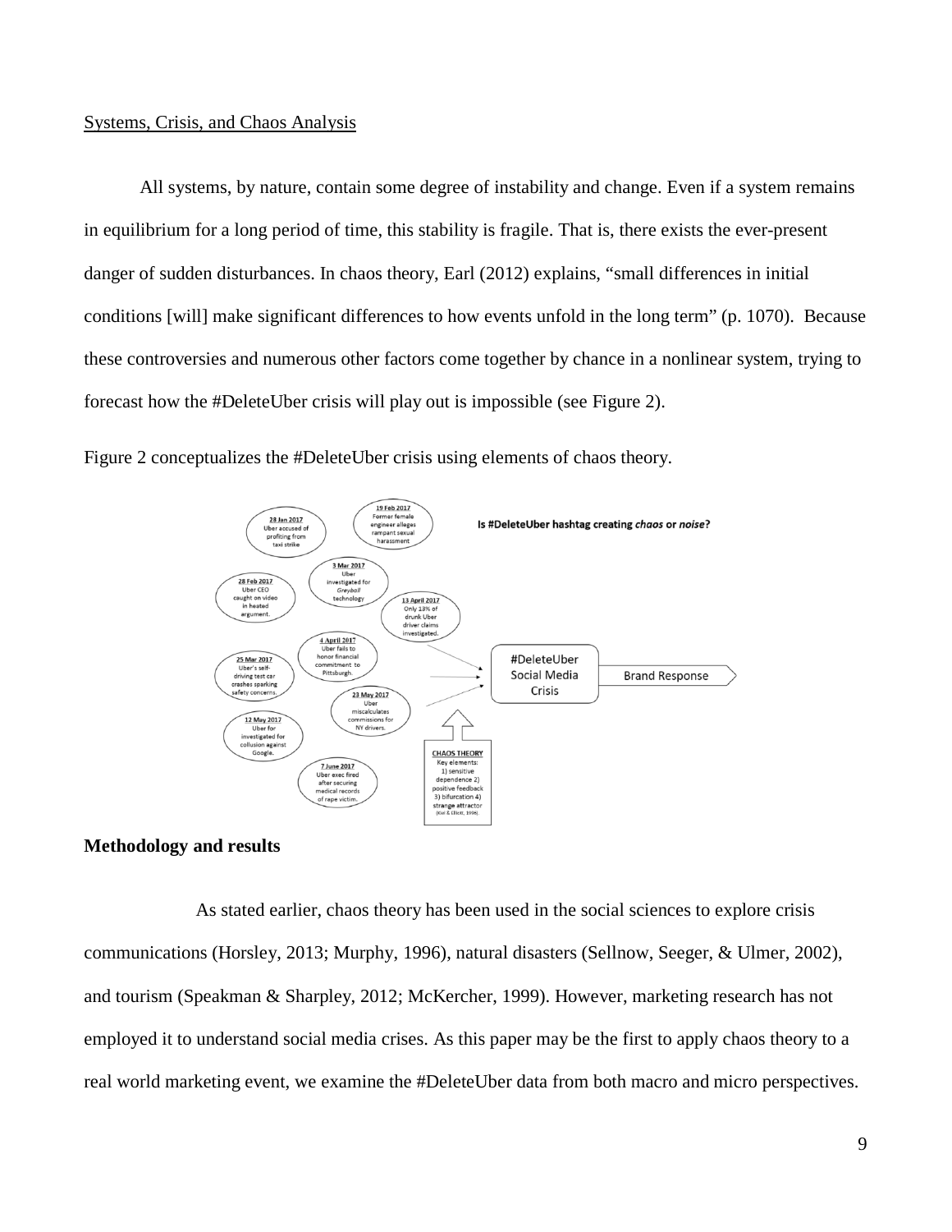Systems, Crisis, and Chaos Analysis

All systems, by nature, contain some degree of instability and change. Even if a system remains in equilibrium for a long period of time, this stability is fragile. That is, there exists the ever-present danger of sudden disturbances. In chaos theory, Earl (2012) explains, "small differences in initial conditions [will] make significant differences to how events unfold in the long term" (p. 1070). Because these controversies and numerous other factors come together by chance in a nonlinear system, trying to forecast how the #DeleteUber crisis will play out is impossible (see Figure 2).

Figure 2 conceptualizes the #DeleteUber crisis using elements of chaos theory.

**Methodology and results**

As stated earlier, chaos theory has been used in the social sciences to explore crisis communications (Horsley, 2013; Murphy, 1996), natural disasters (Sellnow, Seeger, & Ulmer, 2002), and tourism (Speakman & Sharpley, 2012; McKercher, 1999). However, marketing research has not employed it to understand social media crises. As this paper may be the first to apply chaos theory to a real world marketing event, we examine the #DeleteUber data from both macro and micro perspectives.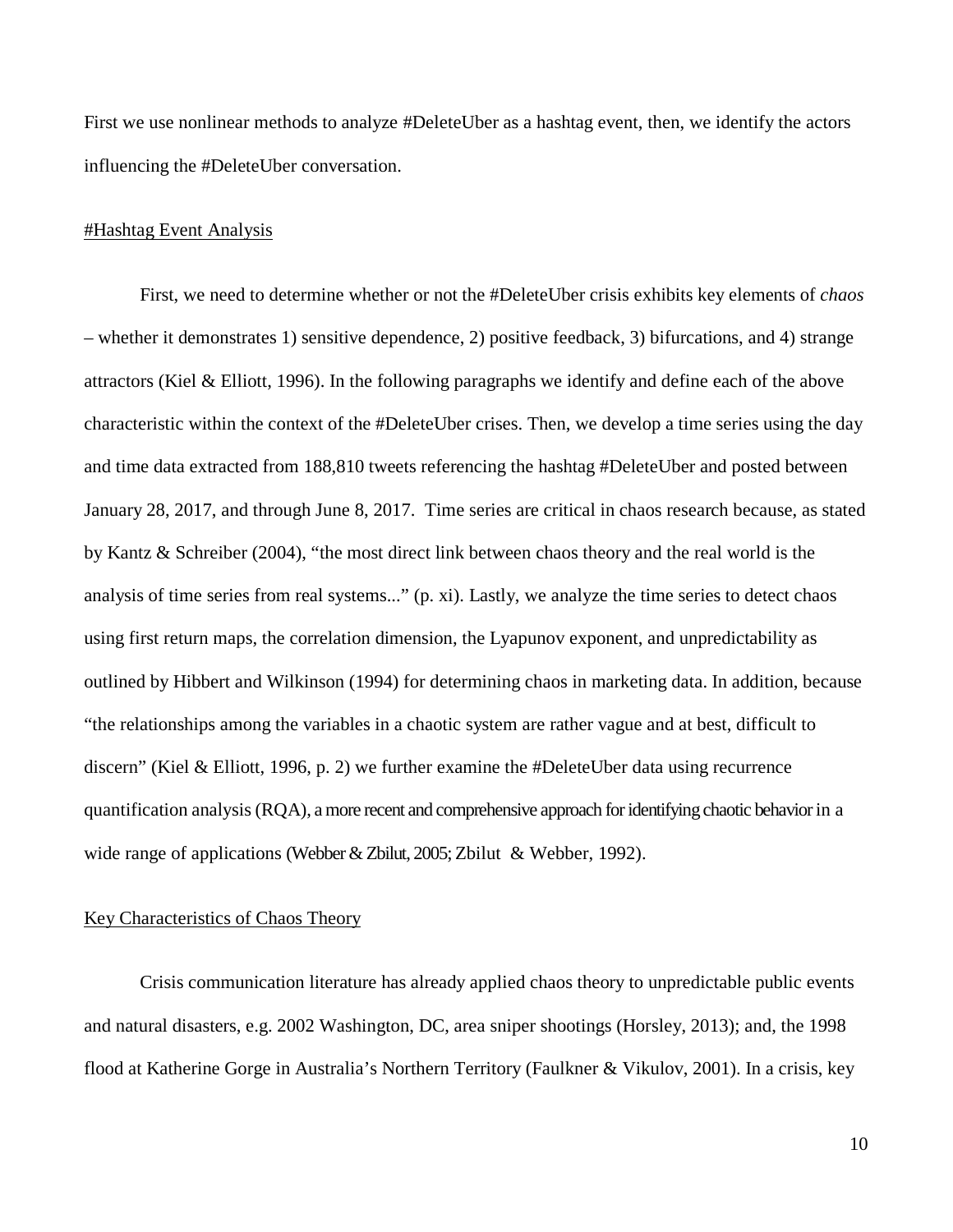First we use nonlinear methods to analyze #DeleteUber as a hashtag event, then, we identify the actors influencing the #DeleteUber conversation.

## #Hashtag Event Analysis

First, we need to determine whether or not the #DeleteUber crisis exhibits key elements of *chaos* – whether it demonstrates 1) sensitive dependence, 2) positive feedback, 3) bifurcations, and 4) strange attractors (Kiel & Elliott, 1996). In the following paragraphs we identify and define each of the above characteristic within the context of the #DeleteUber crises. Then, we develop a time series using the day and time data extracted from 188,810 tweets referencing the hashtag #DeleteUber and posted between January 28, 2017, and through June 8, 2017. Time series are critical in chaos research because, as stated by Kantz & Schreiber (2004), "the most direct link between chaos theory and the real world is the analysis of time series from real systems..." (p. xi). Lastly, we analyze the time series to detect chaos using first return maps, the correlation dimension, the Lyapunov exponent, and unpredictability as outlined by Hibbert and Wilkinson (1994) for determining chaos in marketing data. In addition, because "the relationships among the variables in a chaotic system are rather vague and at best, difficult to discern" (Kiel & Elliott, 1996, p. 2) we further examine the #DeleteUber data using recurrence quantification analysis (RQA), a more recent and comprehensive approach for identifying chaotic behavior in a wide range of applications (Webber & Zbilut, 2005; Zbilut & Webber, 1992).

## Key Characteristics of Chaos Theory

Crisis communication literature has already applied chaos theory to unpredictable public events and natural disasters, e.g. 2002 Washington, DC, area sniper shootings (Horsley, 2013); and, the 1998 flood at Katherine Gorge in Australia's Northern Territory (Faulkner & Vikulov, 2001). In a crisis, key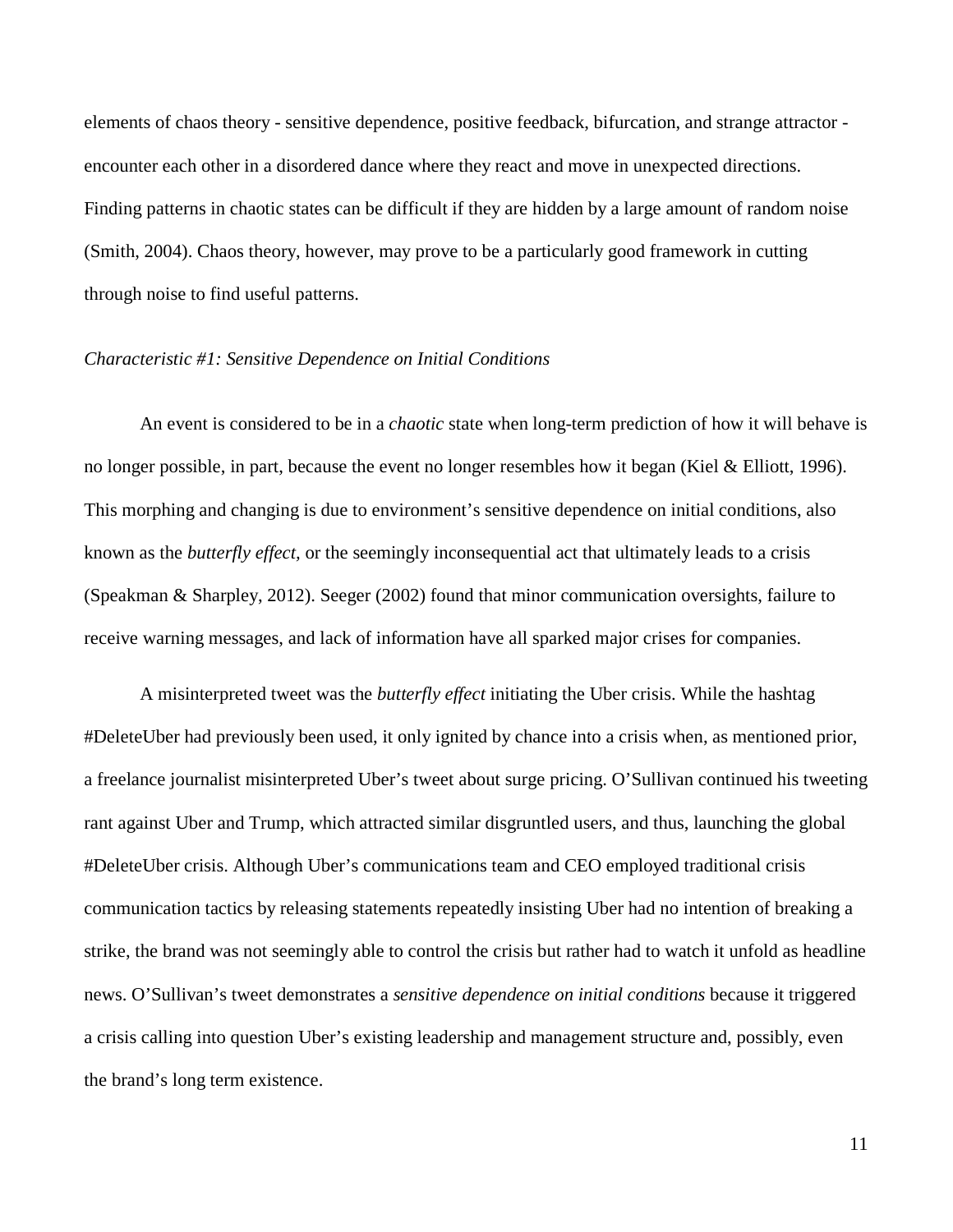elements of chaos theory - sensitive dependence, positive feedback, bifurcation, and strange attractor - encounter each other in a disordered dance where they react and move in unexpected directions. Finding patterns in chaotic states can be difficult if they are hidden by a large amount of random noise (Smith, 2004). Chaos theory, however, may prove to be a particularly good framework in cutting through noise to find useful patterns.

*Characteristic #1: Sensitive Dependence on Initial Conditions*

An event is considered to be in a *chaotic* state when long-term prediction of how it will behave is no longer possible, in part, because the event no longer resembles how it began (Kiel & Elliott, 1996). This morphing and changing is due to environment's sensitive dependence on initial conditions, also known as the *butterfly effect,* or the seemingly inconsequential act that ultimately leads to a crisis (Speakman & Sharpley, 2012). Seeger (2002) found that minor communication oversights, failure to receive warning messages, and lack of information have all sparked major crises for companies.

A misinterpreted tweet was the *butterfly effect* initiating the Uber crisis. While the hashtag #DeleteUber had previously been used, it only ignited by chance into a crisis when, as mentioned prior, a freelance journalist misinterpreted Uber's tweet about surge pricing. O'Sullivan continued his tweeting rant against Uber and Trump, which attracted similar disgruntled users, and thus, launching the global #DeleteUber crisis. Although Uber's communications team and CEO employed traditional crisis communication tactics by releasing statements repeatedly insisting Uber had no intention of breaking a strike, the brand was not seemingly able to control the crisis but rather had to watch it unfold as headline news. O'Sullivan's tweet demonstrates a *sensitive dependence on initial conditions* because it triggered a crisis calling into question Uber's existing leadership and management structure and, possibly, even the brand's long term existence.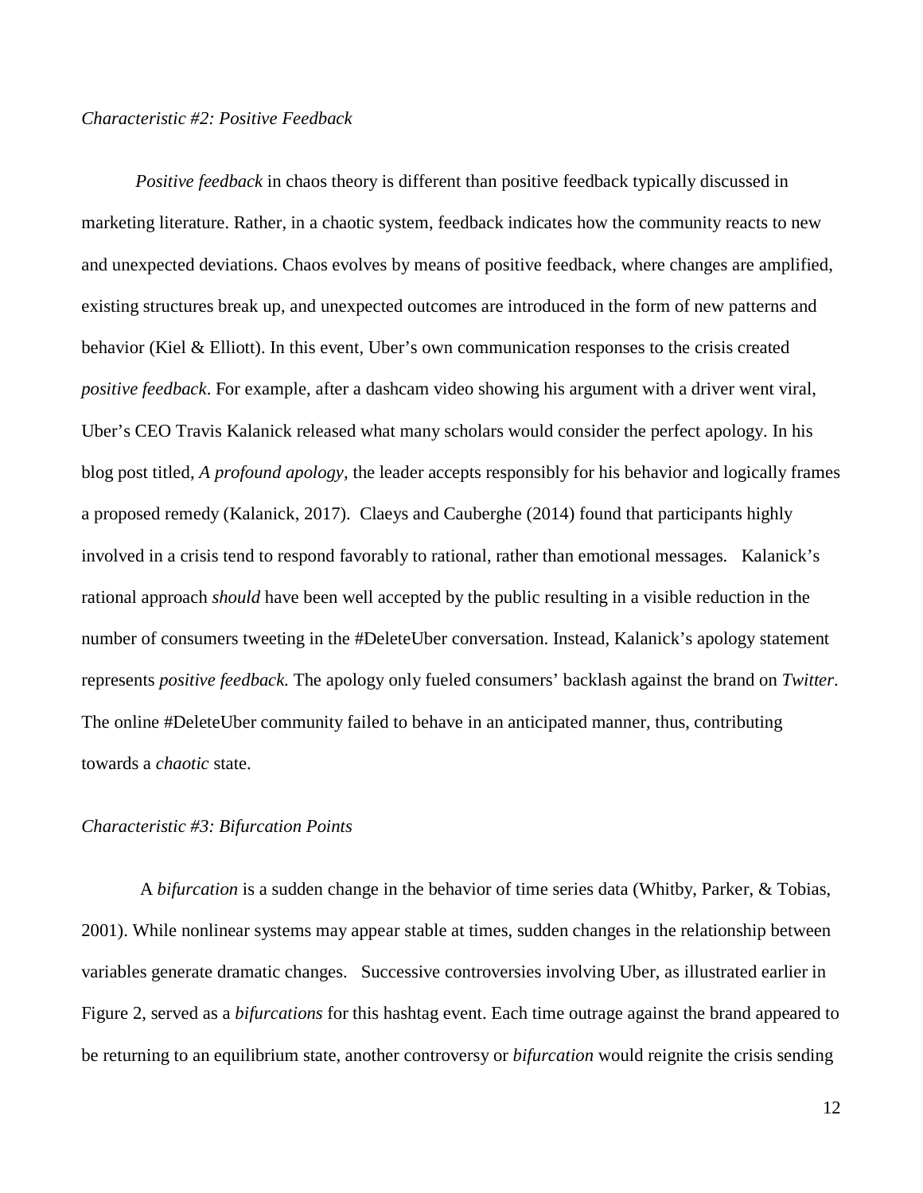*Characteristic #2: Positive Feedback*

*Positive feedback* in chaos theory is different than positive feedback typically discussed in marketing literature. Rather, in a chaotic system, feedback indicates how the community reacts to new and unexpected deviations. Chaos evolves by means of positive feedback, where changes are amplified, existing structures break up, and unexpected outcomes are introduced in the form of new patterns and behavior (Kiel & Elliott). In this event, Uber's own communication responses to the crisis created *positive feedback*. For example, after a dashcam video showing his argument with a driver went viral, Uber's CEO Travis Kalanick released what many scholars would consider the perfect apology. In his blog post titled, *A profound apology*, the leader accepts responsibly for his behavior and logically frames a proposed remedy (Kalanick, 2017). Claeys and Cauberghe (2014) found that participants highly involved in a crisis tend to respond favorably to rational, rather than emotional messages. Kalanick's rational approach *should* have been well accepted by the public resulting in a visible reduction in the number of consumers tweeting in the #DeleteUber conversation. Instead, Kalanick's apology statement represents *positive feedback.* The apology only fueled consumers' backlash against the brand on *Twitter*. The online #DeleteUber community failed to behave in an anticipated manner, thus, contributing towards a *chaotic* state.

*Characteristic #3: Bifurcation Points*

A *bifurcation* is a sudden change in the behavior of time series data (Whitby, Parker, & Tobias, 2001). While nonlinear systems may appear stable at times, sudden changes in the relationship between variables generate dramatic changes. Successive controversies involving Uber, as illustrated earlier in Figure 2, served as a *bifurcations* for this hashtag event. Each time outrage against the brand appeared to be returning to an equilibrium state, another controversy or *bifurcation* would reignite the crisis sending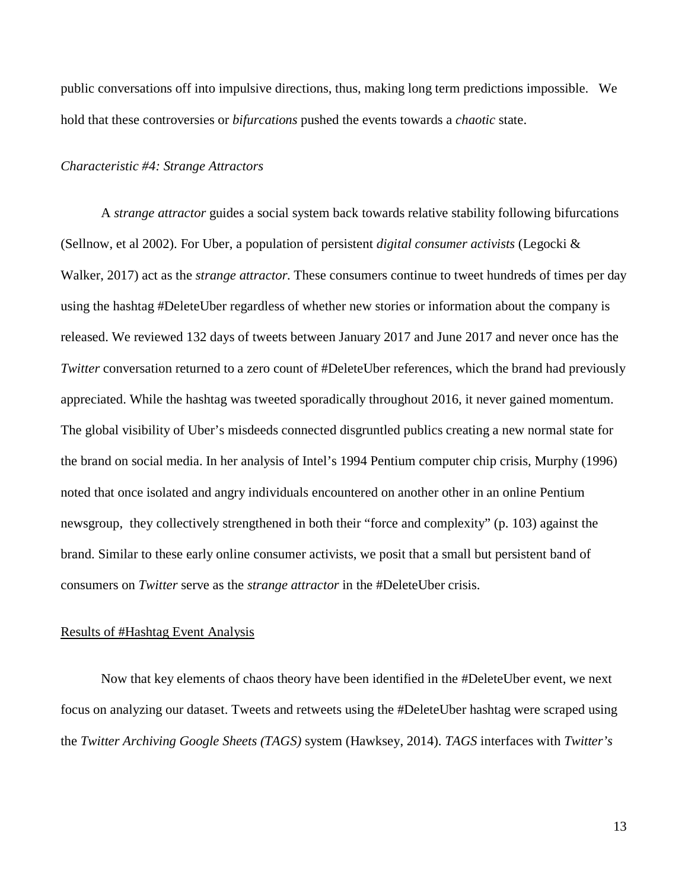public conversations off into impulsive directions, thus, making long term predictions impossible. We hold that these controversies or *bifurcations* pushed the events towards a *chaotic* state.

*Characteristic #4: Strange Attractors*

A *strange attractor* guides a social system back towards relative stability following bifurcations (Sellnow, et al 2002). For Uber, a population of persistent *digital consumer activists* (Legocki & Walker, 2017) act as the *strange attractor.* These consumers continue to tweet hundreds of times per day using the hashtag #DeleteUber regardless of whether new stories or information about the company is released. We reviewed 132 days of tweets between January 2017 and June 2017 and never once has the *Twitter* conversation returned to a zero count of #DeleteUber references, which the brand had previously appreciated. While the hashtag was tweeted sporadically throughout 2016, it never gained momentum. The global visibility of Uber's misdeeds connected disgruntled publics creating a new normal state for the brand on social media. In her analysis of Intel's 1994 Pentium computer chip crisis, Murphy (1996) noted that once isolated and angry individuals encountered on another other in an online Pentium newsgroup, they collectively strengthened in both their "force and complexity" (p. 103) against the brand. Similar to these early online consumer activists, we posit that a small but persistent band of consumers on *Twitter* serve as the *strange attractor* in the #DeleteUber crisis.

## Results of #Hashtag Event Analysis

Now that key elements of chaos theory have been identified in the #DeleteUber event, we next focus on analyzing our dataset. Tweets and retweets using the #DeleteUber hashtag were scraped using the *Twitter Archiving Google Sheets (TAGS)* system (Hawksey, 2014). *TAGS* interfaces with *Twitter's*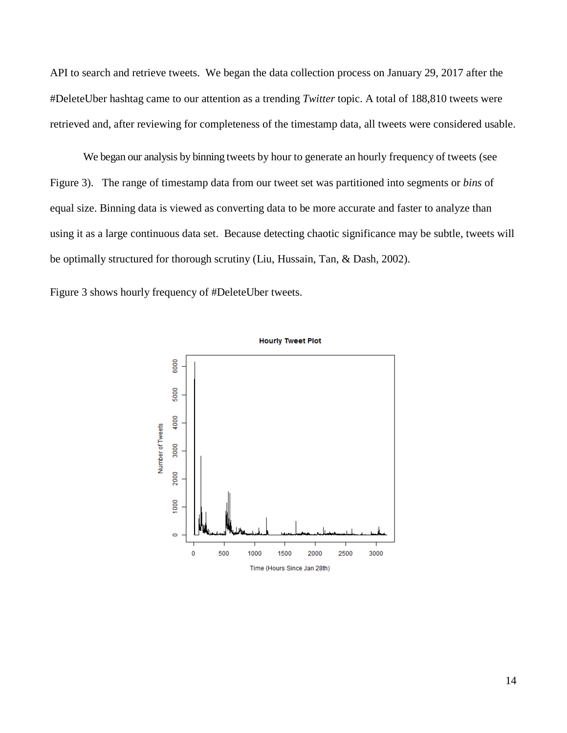API to search and retrieve tweets. We began the data collection process on January 29, 2017 after the #DeleteUber hashtag came to our attention as a trending *Twitter* topic. A total of 188,810 tweets were retrieved and, after reviewing for completeness of the timestamp data, all tweets were considered usable.

We began our analysis by binning tweets by hour to generate an hourly frequency of tweets (see Figure 3). The range of timestamp data from our tweet set was partitioned into segments or *bins* of equal size. Binning data is viewed as converting data to be more accurate and faster to analyze than using it as a large continuous data set. Because detecting chaotic significance may be subtle, tweets will be optimally structured for thorough scrutiny (Liu, Hussain, Tan, & Dash, 2002).

Figure 3 shows hourly frequency of #DeleteUber tweets.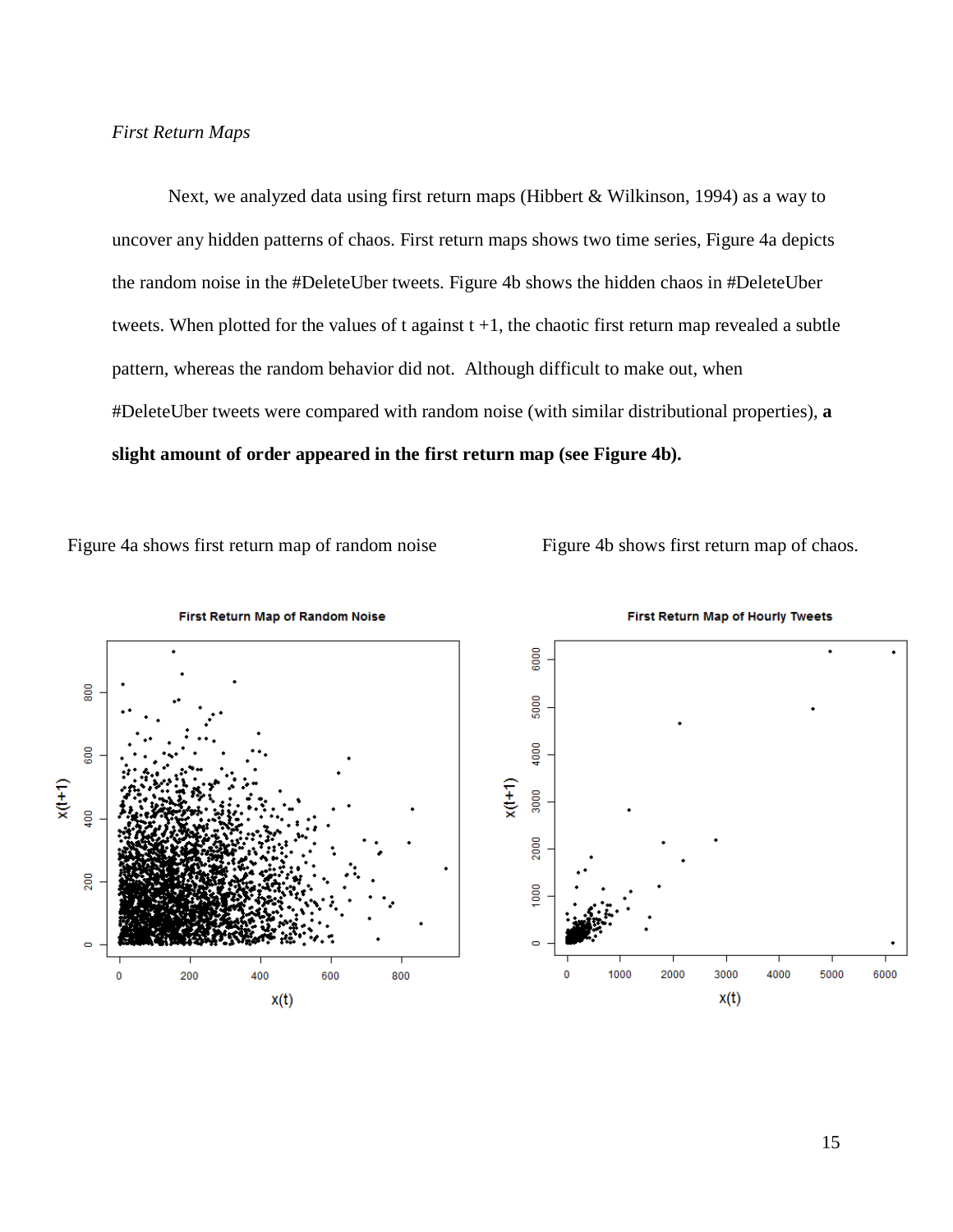*First Return Maps*

Next, we analyzed data using first return maps (Hibbert & Wilkinson, 1994) as a way to uncover any hidden patterns of chaos. First return maps shows two time series, Figure 4a depicts the random noise in the #DeleteUber tweets. Figure 4b shows the hidden chaos in #DeleteUber tweets. When plotted for the values of t against t +1, the chaotic first return map revealed a subtle pattern, whereas the random behavior did not. Although difficult to make out, when #DeleteUber tweets were compared with random noise (with similar distributional properties), **a slight amount of order appeared in the first return map (see Figure 4b).**

Figure 4a shows first return map of random noise

Figure 4b shows first return map of chaos.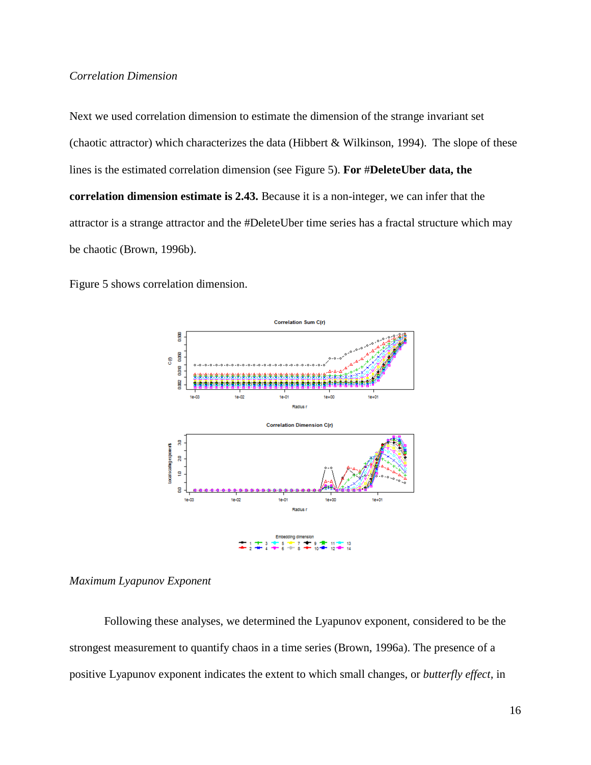*Correlation Dimension*

Next we used correlation dimension to estimate the dimension of the strange invariant set (chaotic attractor) which characterizes the data (Hibbert & Wilkinson, 1994). The slope of these lines is the estimated correlation dimension (see Figure 5). **For #DeleteUber data, the correlation dimension estimate is 2.43.** Because it is a non-integer, we can infer that the attractor is a strange attractor and the #DeleteUber time series has a fractal structure which may be chaotic (Brown, 1996b).

Figure 5 shows correlation dimension.

*Maximum Lyapunov Exponent*

Following these analyses, we determined the Lyapunov exponent, considered to be the strongest measurement to quantify chaos in a time series (Brown, 1996a). The presence of a positive Lyapunov exponent indicates the extent to which small changes, or *butterfly effect*, in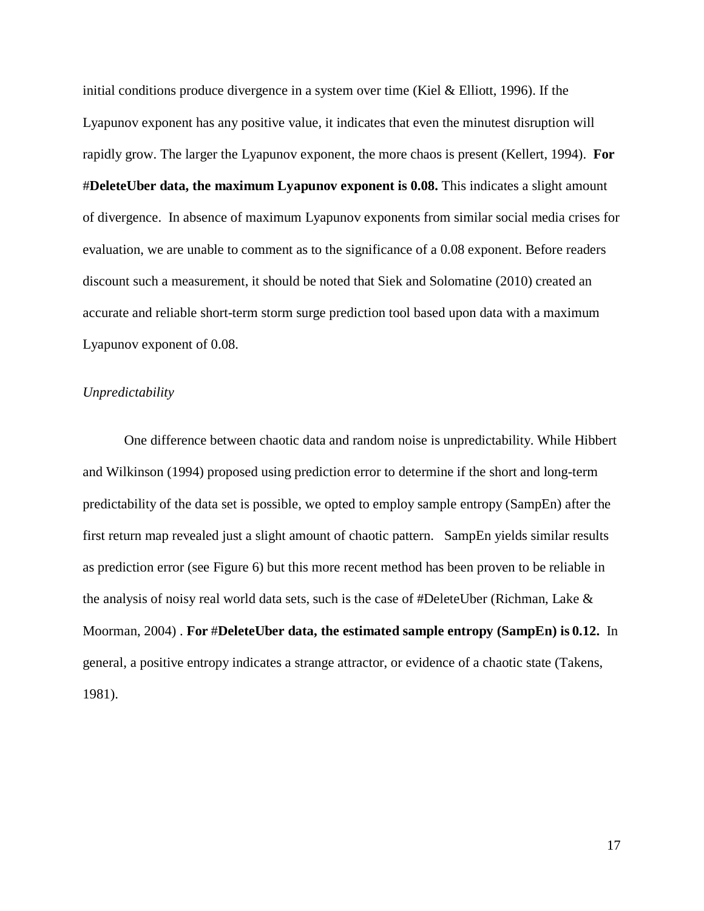initial conditions produce divergence in a system over time (Kiel & Elliott, 1996). If the Lyapunov exponent has any positive value, it indicates that even the minutest disruption will rapidly grow. The larger the Lyapunov exponent, the more chaos is present (Kellert, 1994). **For #DeleteUber data, the maximum Lyapunov exponent is 0.08.** This indicates a slight amount of divergence. In absence of maximum Lyapunov exponents from similar social media crises for evaluation, we are unable to comment as to the significance of a 0.08 exponent. Before readers discount such a measurement, it should be noted that Siek and Solomatine (2010) created an accurate and reliable short-term storm surge prediction tool based upon data with a maximum Lyapunov exponent of 0.08.

*Unpredictability*

One difference between chaotic data and random noise is unpredictability. While Hibbert and Wilkinson (1994) proposed using prediction error to determine if the short and long-term predictability of the data set is possible, we opted to employ sample entropy (SampEn) after the first return map revealed just a slight amount of chaotic pattern. SampEn yields similar results as prediction error (see Figure 6) but this more recent method has been proven to be reliable in the analysis of noisy real world data sets, such is the case of #DeleteUber (Richman, Lake & Moorman, 2004) . **For #DeleteUber data, the estimated sample entropy (SampEn) is 0.12.** In general, a positive entropy indicates a strange attractor, or evidence of a chaotic state (Takens, 1981).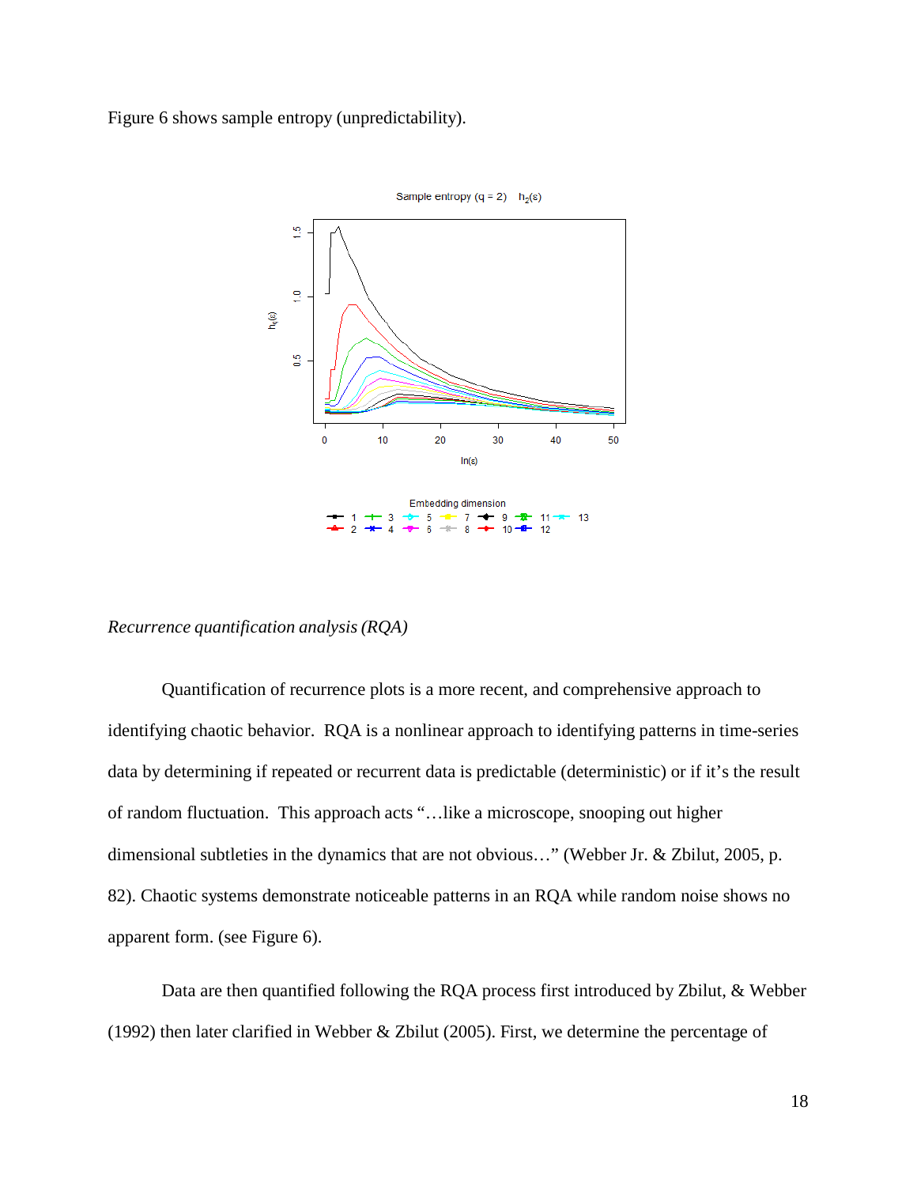Figure 6 shows sample entropy (unpredictability).

*Recurrence quantification analysis (RQA)*

Quantification of recurrence plots is a more recent, and comprehensive approach to identifying chaotic behavior. RQA is a nonlinear approach to identifying patterns in time-series data by determining if repeated or recurrent data is predictable (deterministic) or if it's the result of random fluctuation. This approach acts "…like a microscope, snooping out higher dimensional subtleties in the dynamics that are not obvious…" (Webber Jr. & Zbilut, 2005, p. 82). Chaotic systems demonstrate noticeable patterns in an RQA while random noise shows no apparent form. (see Figure 6).

Data are then quantified following the RQA process first introduced by Zbilut, & Webber (1992) then later clarified in Webber & Zbilut (2005). First, we determine the percentage of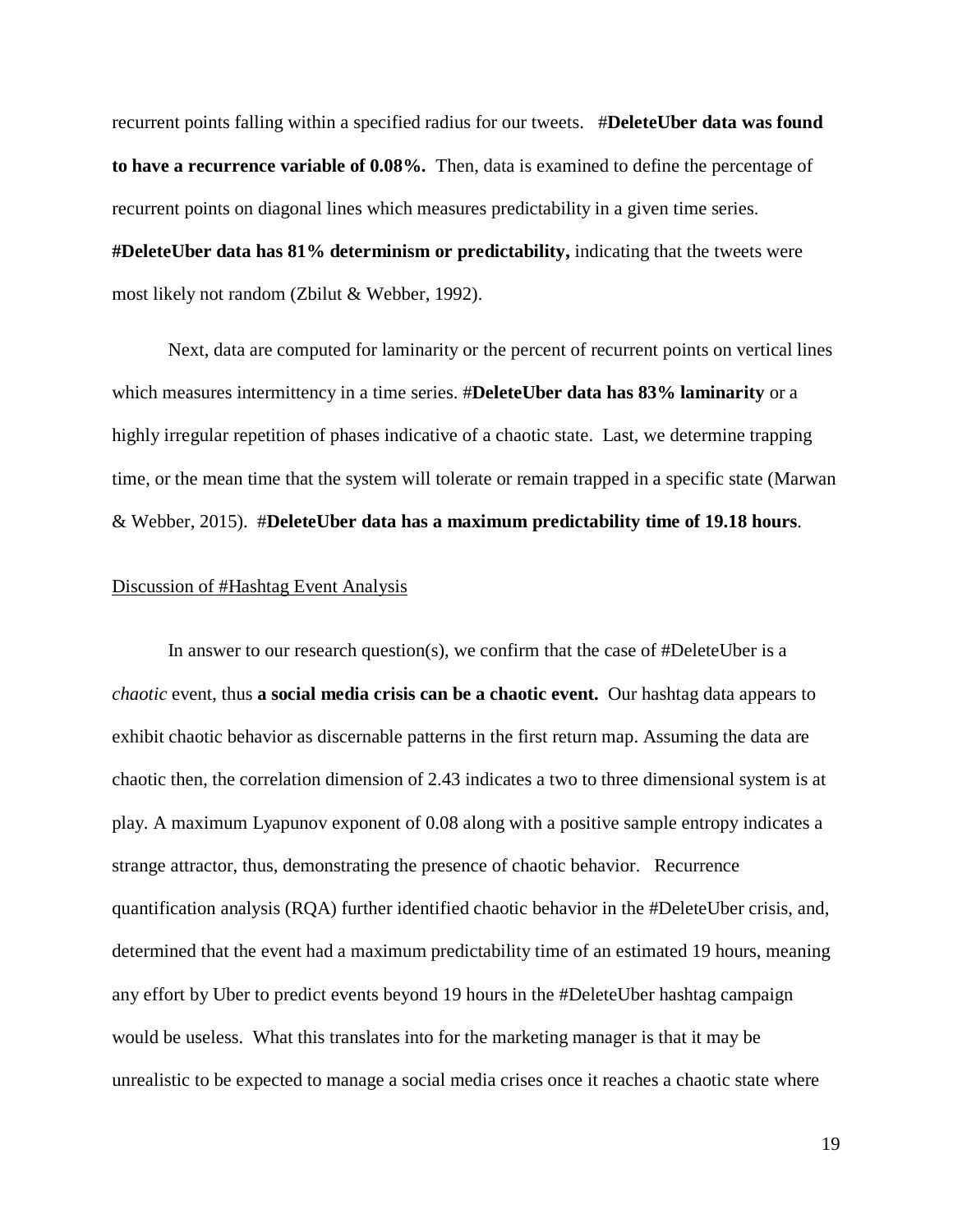recurrent points falling within a specified radius for our tweets. **#DeleteUber data was found to have a recurrence variable of 0.08%.** Then, data is examined to define the percentage of recurrent points on diagonal lines which measures predictability in a given time series. **#DeleteUber data has 81% determinism or predictability,** indicating that the tweets were most likely not random (Zbilut & Webber, 1992).

Next, data are computed for laminarity or the percent of recurrent points on vertical lines which measures intermittency in a time series. **#DeleteUber data has 83% laminarity** or a highly irregular repetition of phases indicative of a chaotic state. Last, we determine trapping time, or the mean time that the system will tolerate or remain trapped in a specific state (Marwan & Webber, 2015). **#DeleteUber data has a maximum predictability time of 19.18 hours**.

Discussion of #Hashtag Event Analysis

In answer to our research question(s), we confirm that the case of #DeleteUber is a *chaotic* event, thus **a social media crisis can be a chaotic event.** Our hashtag data appears to exhibit chaotic behavior as discernable patterns in the first return map. Assuming the data are chaotic then, the correlation dimension of 2.43 indicates a two to three dimensional system is at play. A maximum Lyapunov exponent of 0.08 along with a positive sample entropy indicates a strange attractor, thus, demonstrating the presence of chaotic behavior. Recurrence quantification analysis (RQA) further identified chaotic behavior in the #DeleteUber crisis, and, determined that the event had a maximum predictability time of an estimated 19 hours, meaning any effort by Uber to predict events beyond 19 hours in the #DeleteUber hashtag campaign would be useless. What this translates into for the marketing manager is that it may be unrealistic to be expected to manage a social media crises once it reaches a chaotic state where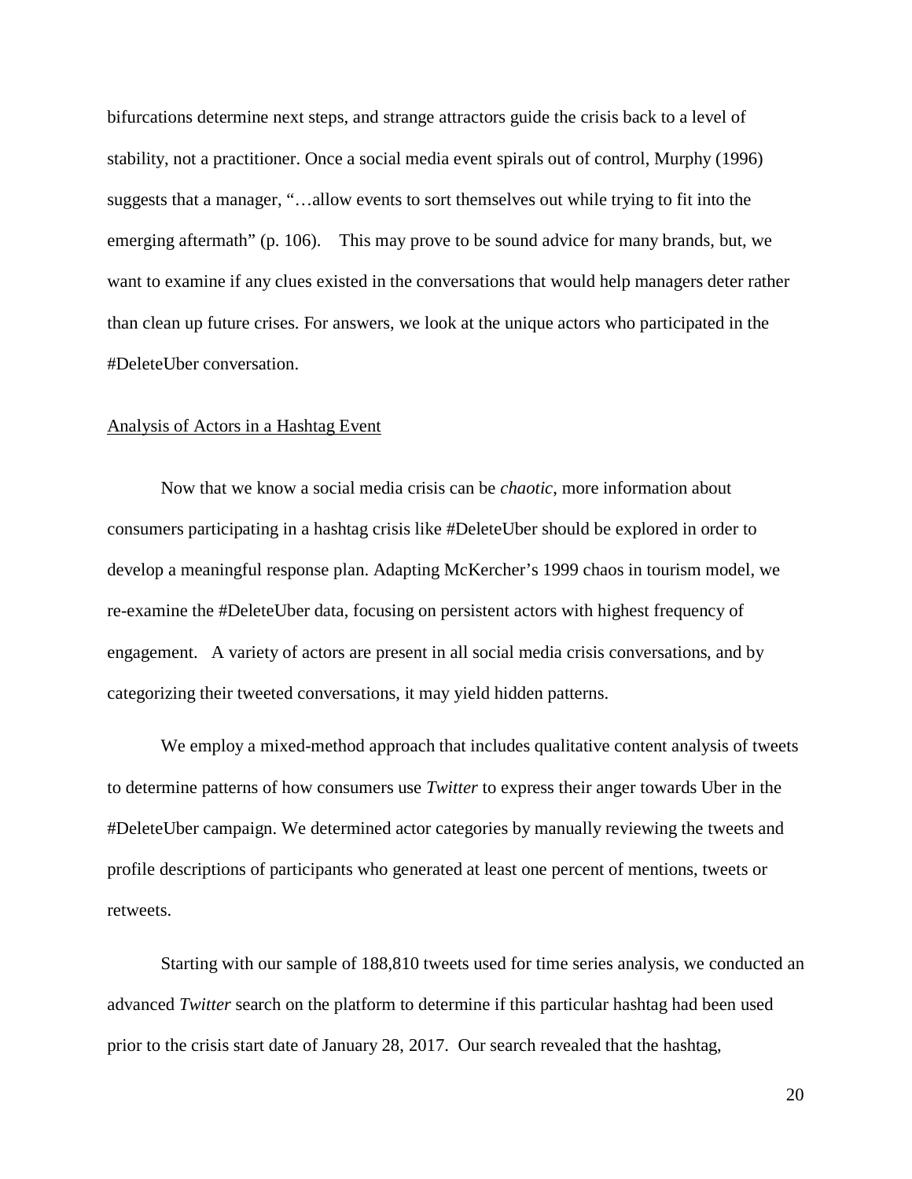bifurcations determine next steps, and strange attractors guide the crisis back to a level of stability, not a practitioner. Once a social media event spirals out of control, Murphy (1996) suggests that a manager, "…allow events to sort themselves out while trying to fit into the emerging aftermath" (p. 106). This may prove to be sound advice for many brands, but, we want to examine if any clues existed in the conversations that would help managers deter rather than clean up future crises. For answers, we look at the unique actors who participated in the #DeleteUber conversation.

## Analysis of Actors in a Hashtag Event

Now that we know a social media crisis can be *chaotic*, more information about consumers participating in a hashtag crisis like #DeleteUber should be explored in order to develop a meaningful response plan. Adapting McKercher's 1999 chaos in tourism model, we re-examine the #DeleteUber data, focusing on persistent actors with highest frequency of engagement. A variety of actors are present in all social media crisis conversations, and by categorizing their tweeted conversations, it may yield hidden patterns.

We employ a mixed-method approach that includes qualitative content analysis of tweets to determine patterns of how consumers use *Twitter* to express their anger towards Uber in the #DeleteUber campaign. We determined actor categories by manually reviewing the tweets and profile descriptions of participants who generated at least one percent of mentions, tweets or retweets.

Starting with our sample of 188,810 tweets used for time series analysis, we conducted an advanced *Twitter* search on the platform to determine if this particular hashtag had been used prior to the crisis start date of January 28, 2017. Our search revealed that the hashtag,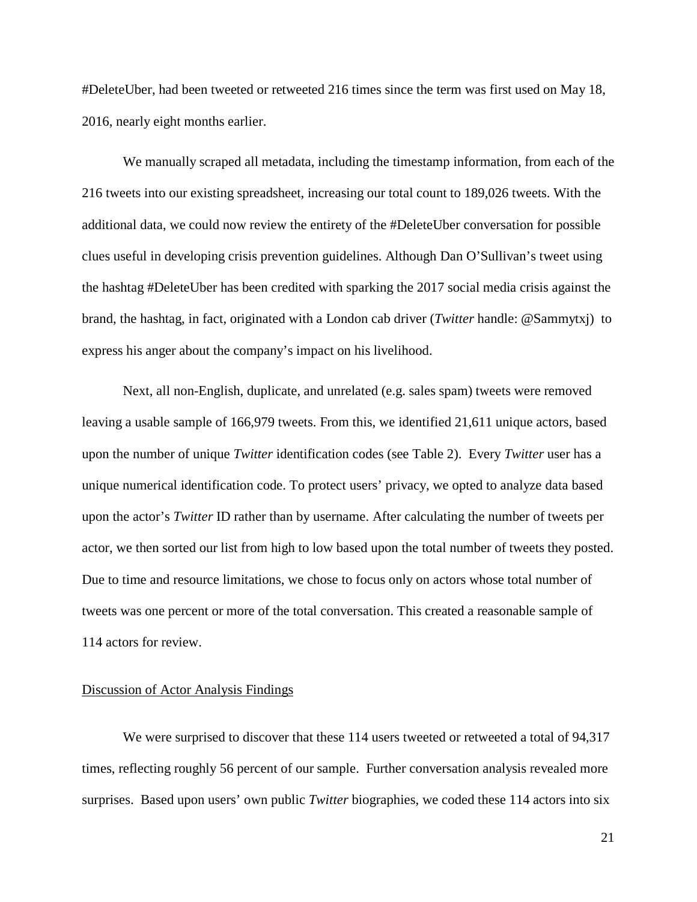#DeleteUber, had been tweeted or retweeted 216 times since the term was first used on May 18, 2016, nearly eight months earlier.

We manually scraped all metadata, including the timestamp information, from each of the 216 tweets into our existing spreadsheet, increasing our total count to 189,026 tweets. With the additional data, we could now review the entirety of the #DeleteUber conversation for possible clues useful in developing crisis prevention guidelines. Although Dan O'Sullivan's tweet using the hashtag #DeleteUber has been credited with sparking the 2017 social media crisis against the brand, the hashtag, in fact, originated with a London cab driver (*Twitter* handle: @Sammytxj) to express his anger about the company's impact on his livelihood.

Next, all non-English, duplicate, and unrelated (e.g. sales spam) tweets were removed leaving a usable sample of 166,979 tweets. From this, we identified 21,611 unique actors, based upon the number of unique *Twitter* identification codes (see Table 2). Every *Twitter* user has a unique numerical identification code. To protect users' privacy, we opted to analyze data based upon the actor's *Twitter* ID rather than by username. After calculating the number of tweets per actor, we then sorted our list from high to low based upon the total number of tweets they posted. Due to time and resource limitations, we chose to focus only on actors whose total number of tweets was one percent or more of the total conversation. This created a reasonable sample of 114 actors for review.

## Discussion of Actor Analysis Findings

We were surprised to discover that these 114 users tweeted or retweeted a total of 94,317 times, reflecting roughly 56 percent of our sample. Further conversation analysis revealed more surprises. Based upon users' own public *Twitter* biographies, we coded these 114 actors into six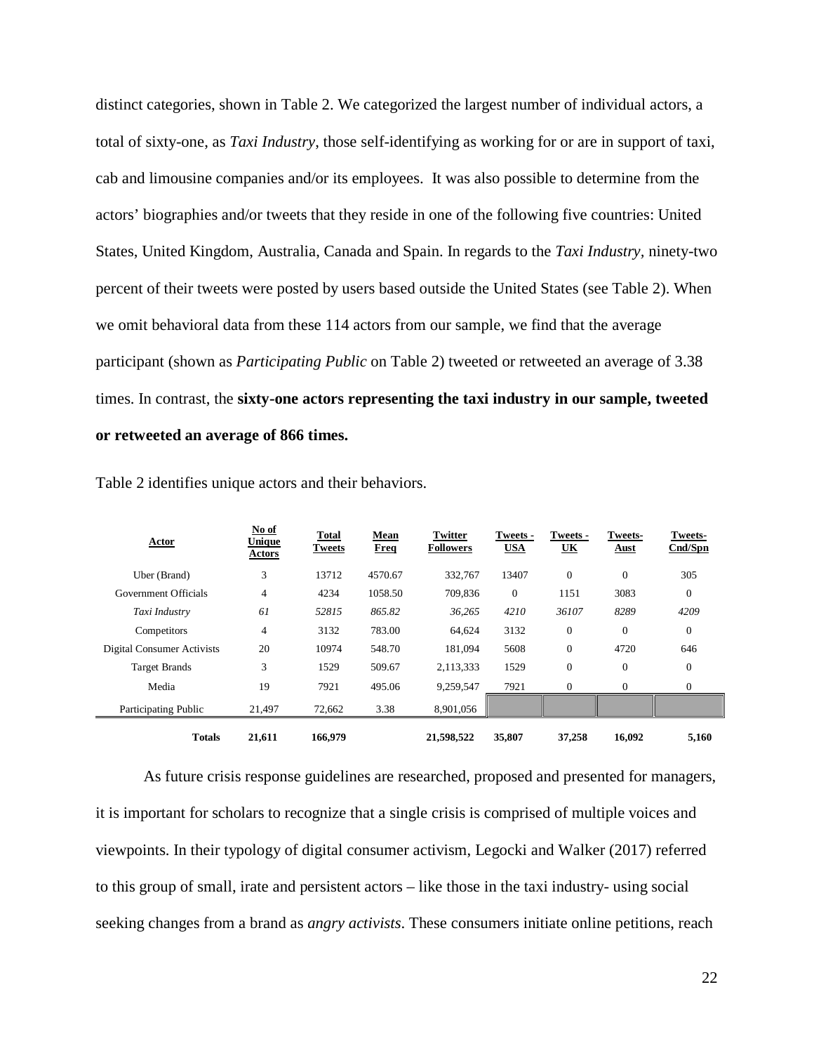distinct categories, shown in Table 2. We categorized the largest number of individual actors, a total of sixty-one, as *Taxi Industry*, those self-identifying as working for or are in support of taxi, cab and limousine companies and/or its employees. It was also possible to determine from the actors' biographies and/or tweets that they reside in one of the following five countries: United States, United Kingdom, Australia, Canada and Spain. In regards to the *Taxi Industry*, ninety-two percent of their tweets were posted by users based outside the United States (see Table 2). When we omit behavioral data from these 114 actors from our sample, we find that the average participant (shown as *Participating Public* on Table 2) tweeted or retweeted an average of 3.38 times. In contrast, the **sixty-one actors representing the taxi industry in our sample, tweeted or retweeted an average of 866 times.**

Table 2 identifies unique actors and their behaviors.

| Actor | No of Unique Actors | Total Tweets | Mean Freq | Twitter Followers | Tweets - USA | Tweets - UK | Tweets- Aust | Tweets- Cnd/Spn |
|---|---|---|---|---|---|---|---|---|
| Uber (Brand) | 3 | 13712 | 4570.67 | 332,767 | 13407 | 0 | 0 | 305 |
| Government Officials | 4 | 4234 | 1058.50 | 709,836 | 0 | 1151 | 3083 | 0 |
| *Taxi Industry* | *61* | *52815* | *865.82* | *36,265* | *4210* | *36107* | *8289* | *4209* |
| Competitors | 4 | 3132 | 783.00 | 64,624 | 3132 | 0 | 0 | 0 |
| Digital Consumer Activists | 20 | 10974 | 548.70 | 181,094 | 5608 | 0 | 4720 | 646 |
| Target Brands | 3 | 1529 | 509.67 | 2,113,333 | 1529 | 0 | 0 | 0 |
| Media | 19 | 7921 | 495.06 | 9,259,547 | 7921 | 0 | 0 | 0 |
| Participating Public | 21,497 | 72,662 | 3.38 | 8,901,056 | | | | |
| **Totals** | **21,611** | **166,979** | | **21,598,522** | **35,807** | **37,258** | **16,092** | **5,160** |

As future crisis response guidelines are researched, proposed and presented for managers, it is important for scholars to recognize that a single crisis is comprised of multiple voices and viewpoints. In their typology of digital consumer activism, Legocki and Walker (2017) referred to this group of small, irate and persistent actors – like those in the taxi industry- using social seeking changes from a brand as *angry activists*. These consumers initiate online petitions, reach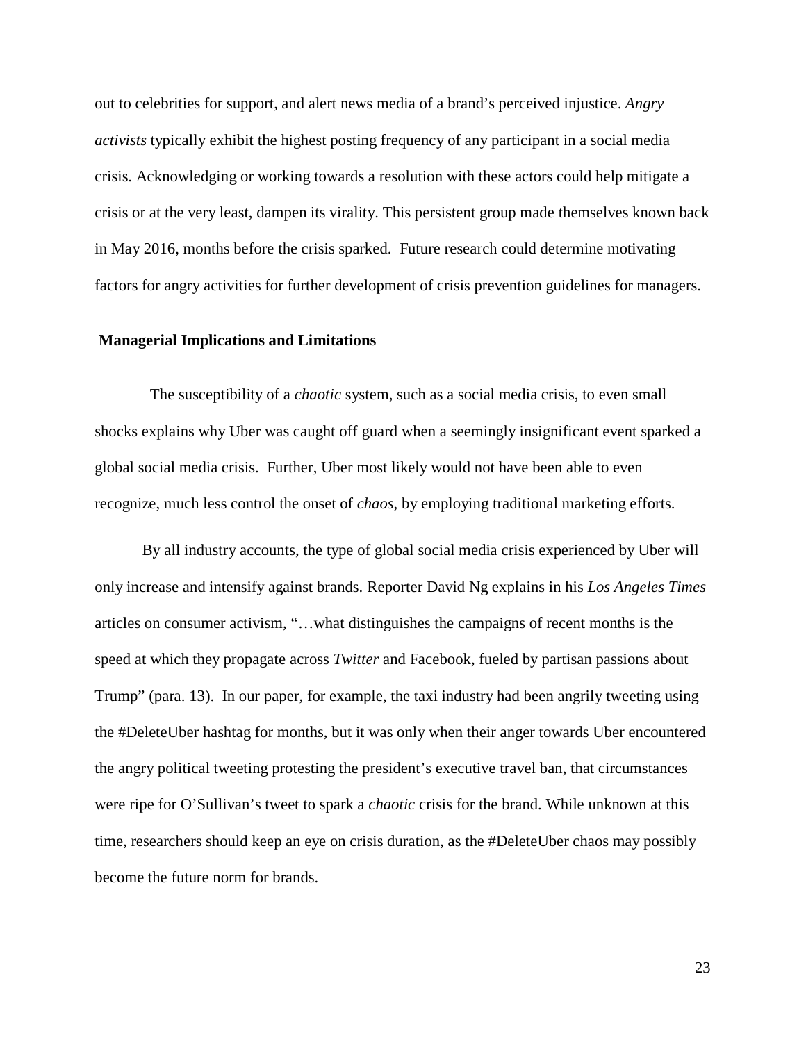out to celebrities for support, and alert news media of a brand's perceived injustice. *Angry activists* typically exhibit the highest posting frequency of any participant in a social media crisis. Acknowledging or working towards a resolution with these actors could help mitigate a crisis or at the very least, dampen its virality. This persistent group made themselves known back in May 2016, months before the crisis sparked. Future research could determine motivating factors for angry activities for further development of crisis prevention guidelines for managers.

## Managerial Implications and Limitations

The susceptibility of a *chaotic* system, such as a social media crisis, to even small shocks explains why Uber was caught off guard when a seemingly insignificant event sparked a global social media crisis. Further, Uber most likely would not have been able to even recognize, much less control the onset of *chaos*, by employing traditional marketing efforts.

By all industry accounts, the type of global social media crisis experienced by Uber will only increase and intensify against brands. Reporter David Ng explains in his *Los Angeles Times* articles on consumer activism, "…what distinguishes the campaigns of recent months is the speed at which they propagate across *Twitter* and Facebook, fueled by partisan passions about Trump" (para. 13). In our paper, for example, the taxi industry had been angrily tweeting using the #DeleteUber hashtag for months, but it was only when their anger towards Uber encountered the angry political tweeting protesting the president's executive travel ban, that circumstances were ripe for O'Sullivan's tweet to spark a *chaotic* crisis for the brand. While unknown at this time, researchers should keep an eye on crisis duration, as the #DeleteUber chaos may possibly become the future norm for brands.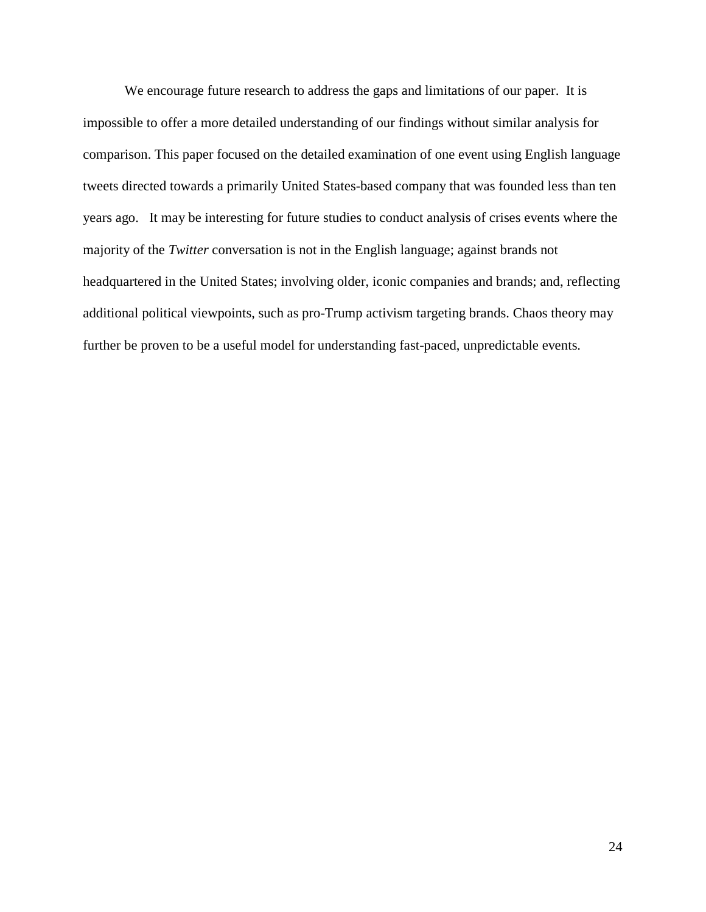We encourage future research to address the gaps and limitations of our paper. It is impossible to offer a more detailed understanding of our findings without similar analysis for comparison. This paper focused on the detailed examination of one event using English language tweets directed towards a primarily United States-based company that was founded less than ten years ago. It may be interesting for future studies to conduct analysis of crises events where the majority of the *Twitter* conversation is not in the English language; against brands not headquartered in the United States; involving older, iconic companies and brands; and, reflecting additional political viewpoints, such as pro-Trump activism targeting brands. Chaos theory may further be proven to be a useful model for understanding fast-paced, unpredictable events.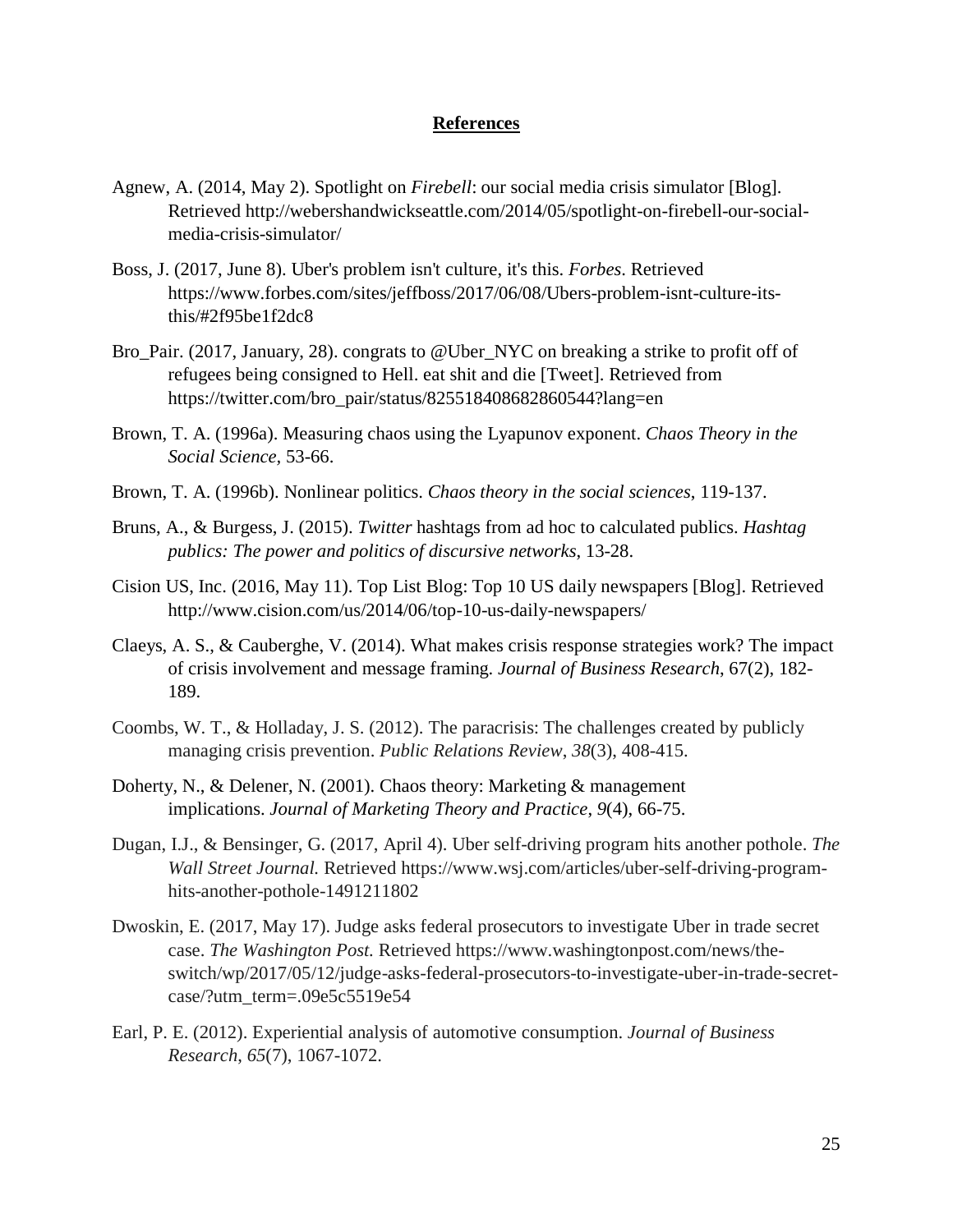# References

Agnew, A. (2014, May 2). Spotlight on *Firebell*: our social media crisis simulator [Blog]. Retrieved http://webershandwickseattle.com/2014/05/spotlight-on-firebell-our-social-media-crisis-simulator/

Boss, J. (2017, June 8). Uber's problem isn't culture, it's this. *Forbes*. Retrieved https://www.forbes.com/sites/jeffboss/2017/06/08/Ubers-problem-isnt-culture-its-this/#2f95be1f2dc8

Bro_Pair. (2017, January, 28). congrats to @Uber_NYC on breaking a strike to profit off of refugees being consigned to Hell. eat shit and die [Tweet]. Retrieved from https://twitter.com/bro_pair/status/825518408682860544?lang=en

Brown, T. A. (1996a). Measuring chaos using the Lyapunov exponent. *Chaos Theory in the Social Science,* 53-66.

Brown, T. A. (1996b). Nonlinear politics. *Chaos theory in the social sciences*, 119-137.

Bruns, A., & Burgess, J. (2015). *Twitter* hashtags from ad hoc to calculated publics. *Hashtag publics: The power and politics of discursive networks*, 13-28.

Cision US, Inc. (2016, May 11). Top List Blog: Top 10 US daily newspapers [Blog]. Retrieved http://www.cision.com/us/2014/06/top-10-us-daily-newspapers/

Claeys, A. S., & Cauberghe, V. (2014). What makes crisis response strategies work? The impact of crisis involvement and message framing. *Journal of Business Research*, 67(2), 182-189.

Coombs, W. T., & Holladay, J. S. (2012). The paracrisis: The challenges created by publicly managing crisis prevention. *Public Relations Review*, *38*(3), 408-415.

Doherty, N., & Delener, N. (2001). Chaos theory: Marketing & management implications. *Journal of Marketing Theory and Practice*, *9*(4), 66-75.

Dugan, I.J., & Bensinger, G. (2017, April 4). Uber self-driving program hits another pothole. *The Wall Street Journal.* Retrieved https://www.wsj.com/articles/uber-self-driving-program-hits-another-pothole-1491211802

Dwoskin, E. (2017, May 17). Judge asks federal prosecutors to investigate Uber in trade secret case. *The Washington Post.* Retrieved https://www.washingtonpost.com/news/the-switch/wp/2017/05/12/judge-asks-federal-prosecutors-to-investigate-uber-in-trade-secret-case/?utm_term=.09e5c5519e54

Earl, P. E. (2012). Experiential analysis of automotive consumption. *Journal of Business Research*, *65*(7), 1067-1072.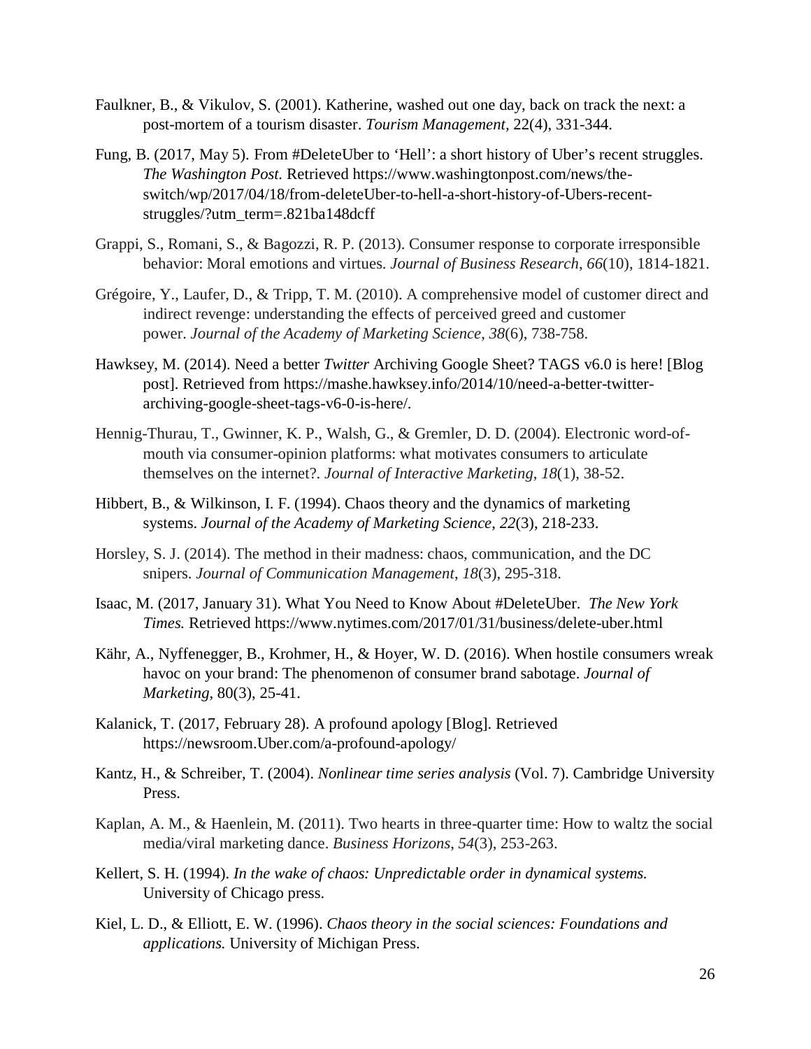Faulkner, B., & Vikulov, S. (2001). Katherine, washed out one day, back on track the next: a post-mortem of a tourism disaster. *Tourism Management,* 22(4), 331-344.

Fung, B. (2017, May 5). From #DeleteUber to 'Hell': a short history of Uber's recent struggles. *The Washington Post.* Retrieved https://www.washingtonpost.com/news/the-switch/wp/2017/04/18/from-deleteUber-to-hell-a-short-history-of-Ubers-recent-struggles/?utm_term=.821ba148dcff

Grappi, S., Romani, S., & Bagozzi, R. P. (2013). Consumer response to corporate irresponsible behavior: Moral emotions and virtues. *Journal of Business Research*, *66*(10), 1814-1821.

Grégoire, Y., Laufer, D., & Tripp, T. M. (2010). A comprehensive model of customer direct and indirect revenge: understanding the effects of perceived greed and customer power. *Journal of the Academy of Marketing Science*, *38*(6), 738-758.

Hawksey, M. (2014). Need a better *Twitter* Archiving Google Sheet? TAGS v6.0 is here! [Blog post]. Retrieved from https://mashe.hawksey.info/2014/10/need-a-better-twitter-archiving-google-sheet-tags-v6-0-is-here/.

Hennig-Thurau, T., Gwinner, K. P., Walsh, G., & Gremler, D. D. (2004). Electronic word-of-mouth via consumer-opinion platforms: what motivates consumers to articulate themselves on the internet?. *Journal of Interactive Marketing*, *18*(1), 38-52.

Hibbert, B., & Wilkinson, I. F. (1994). Chaos theory and the dynamics of marketing systems. *Journal of the Academy of Marketing Science*, *22*(3), 218-233.

Horsley, S. J. (2014). The method in their madness: chaos, communication, and the DC snipers. *Journal of Communication Management*, *18*(3), 295-318.

Isaac, M. (2017, January 31). What You Need to Know About #DeleteUber. *The New York Times.* Retrieved https://www.nytimes.com/2017/01/31/business/delete-uber.html

Kähr, A., Nyffenegger, B., Krohmer, H., & Hoyer, W. D. (2016). When hostile consumers wreak havoc on your brand: The phenomenon of consumer brand sabotage. *Journal of Marketing,* 80(3), 25-41.

Kalanick, T. (2017, February 28). A profound apology [Blog]. Retrieved https://newsroom.Uber.com/a-profound-apology/

Kantz, H., & Schreiber, T. (2004). *Nonlinear time series analysis* (Vol. 7). Cambridge University Press.

Kaplan, A. M., & Haenlein, M. (2011). Two hearts in three-quarter time: How to waltz the social media/viral marketing dance. *Business Horizons*, *54*(3), 253-263.

Kellert, S. H. (1994). *In the wake of chaos: Unpredictable order in dynamical systems.* University of Chicago press.

Kiel, L. D., & Elliott, E. W. (1996). *Chaos theory in the social sciences: Foundations and applications.* University of Michigan Press.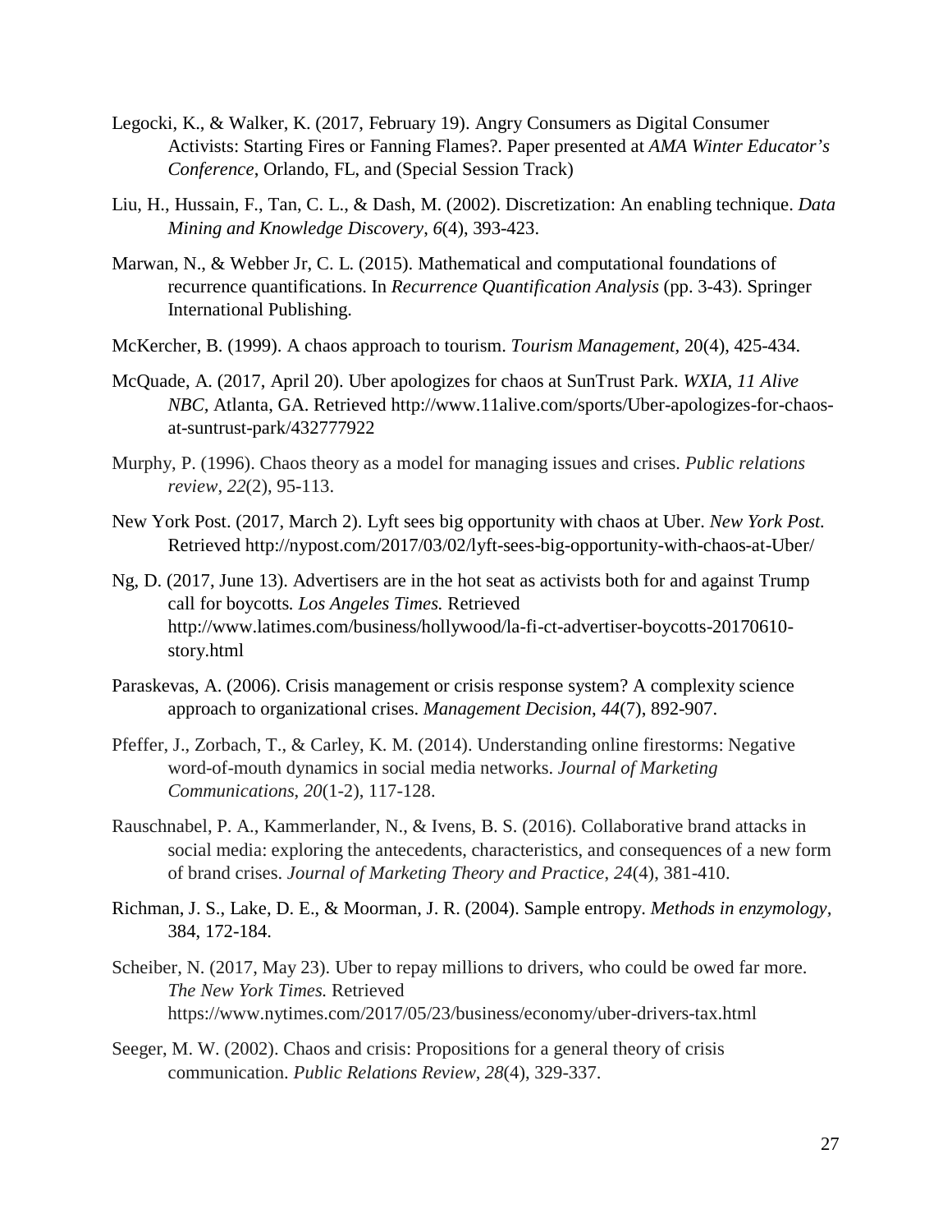Legocki, K., & Walker, K. (2017, February 19). Angry Consumers as Digital Consumer Activists: Starting Fires or Fanning Flames?. Paper presented at *AMA Winter Educator's Conference*, Orlando, FL, and (Special Session Track)

Liu, H., Hussain, F., Tan, C. L., & Dash, M. (2002). Discretization: An enabling technique. *Data Mining and Knowledge Discovery*, *6*(4), 393-423.

Marwan, N., & Webber Jr, C. L. (2015). Mathematical and computational foundations of recurrence quantifications. In *Recurrence Quantification Analysis* (pp. 3-43). Springer International Publishing.

McKercher, B. (1999). A chaos approach to tourism. *Tourism Management,* 20(4), 425-434.

McQuade, A. (2017, April 20). Uber apologizes for chaos at SunTrust Park. *WXIA, 11 Alive NBC*, Atlanta, GA. Retrieved http://www.11alive.com/sports/Uber-apologizes-for-chaos-at-suntrust-park/432777922

Murphy, P. (1996). Chaos theory as a model for managing issues and crises. *Public relations review*, *22*(2), 95-113.

New York Post. (2017, March 2). Lyft sees big opportunity with chaos at Uber. *New York Post.* Retrieved http://nypost.com/2017/03/02/lyft-sees-big-opportunity-with-chaos-at-Uber/

Ng, D. (2017, June 13). Advertisers are in the hot seat as activists both for and against Trump call for boycotts. *Los Angeles Times.* Retrieved http://www.latimes.com/business/hollywood/la-fi-ct-advertiser-boycotts-20170610-story.html

Paraskevas, A. (2006). Crisis management or crisis response system? A complexity science approach to organizational crises. *Management Decision*, *44*(7), 892-907.

Pfeffer, J., Zorbach, T., & Carley, K. M. (2014). Understanding online firestorms: Negative word-of-mouth dynamics in social media networks. *Journal of Marketing Communications*, *20*(1-2), 117-128.

Rauschnabel, P. A., Kammerlander, N., & Ivens, B. S. (2016). Collaborative brand attacks in social media: exploring the antecedents, characteristics, and consequences of a new form of brand crises. *Journal of Marketing Theory and Practice*, *24*(4), 381-410.

Richman, J. S., Lake, D. E., & Moorman, J. R. (2004). Sample entropy. *Methods in enzymology*, 384, 172-184.

Scheiber, N. (2017, May 23). Uber to repay millions to drivers, who could be owed far more. *The New York Times.* Retrieved https://www.nytimes.com/2017/05/23/business/economy/uber-drivers-tax.html

Seeger, M. W. (2002). Chaos and crisis: Propositions for a general theory of crisis communication. *Public Relations Review*, *28*(4), 329-337.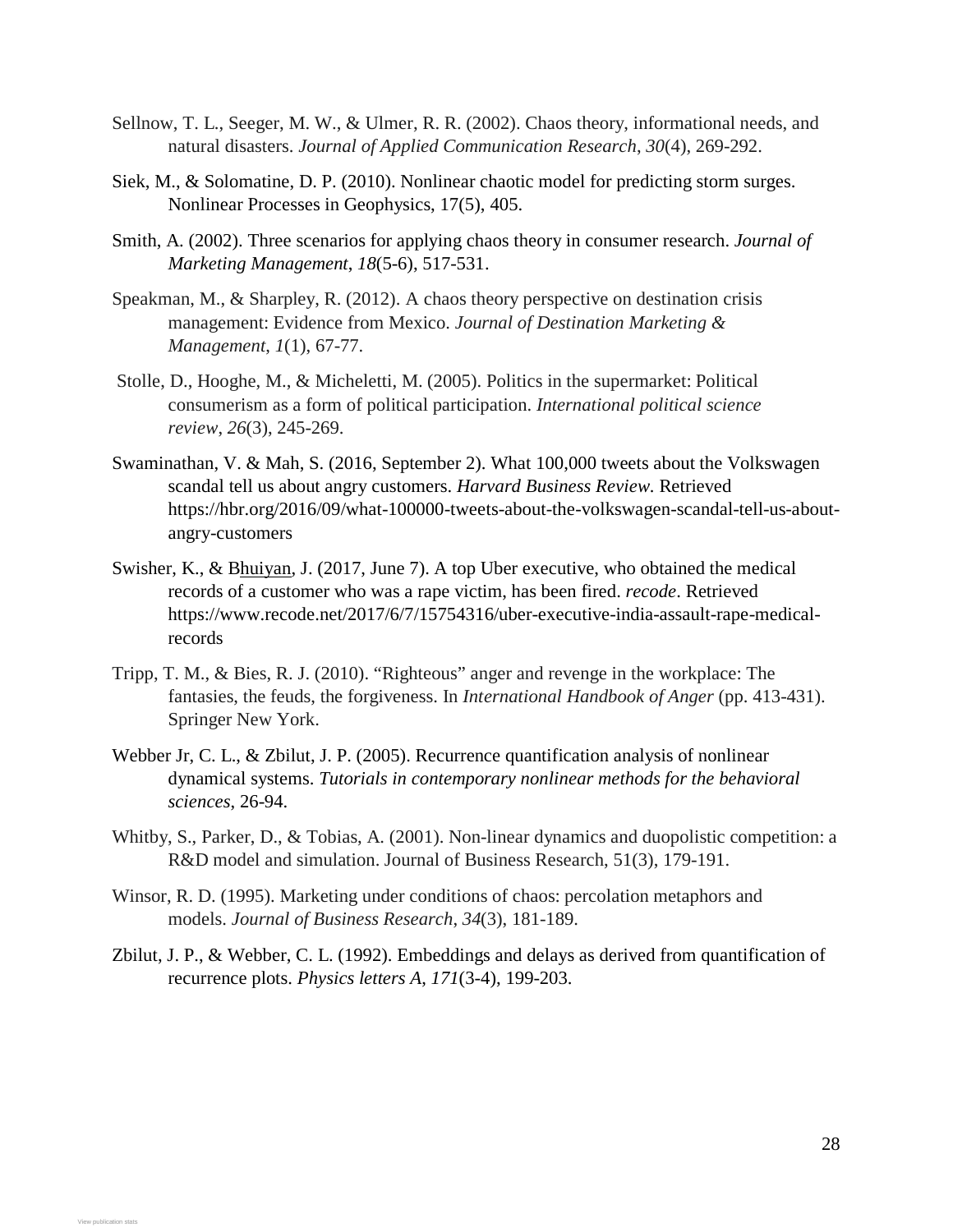Sellnow, T. L., Seeger, M. W., & Ulmer, R. R. (2002). Chaos theory, informational needs, and natural disasters. *Journal of Applied Communication Research*, *30*(4), 269-292.

Siek, M., & Solomatine, D. P. (2010). Nonlinear chaotic model for predicting storm surges. Nonlinear Processes in Geophysics, 17(5), 405.

Smith, A. (2002). Three scenarios for applying chaos theory in consumer research. *Journal of Marketing Management*, *18*(5-6), 517-531.

Speakman, M., & Sharpley, R. (2012). A chaos theory perspective on destination crisis management: Evidence from Mexico. *Journal of Destination Marketing & Management*, *1*(1), 67-77.

Stolle, D., Hooghe, M., & Micheletti, M. (2005). Politics in the supermarket: Political consumerism as a form of political participation. *International political science review*, *26*(3), 245-269.

Swaminathan, V. & Mah, S. (2016, September 2). What 100,000 tweets about the Volkswagen scandal tell us about angry customers. *Harvard Business Review*. Retrieved https://hbr.org/2016/09/what-100000-tweets-about-the-volkswagen-scandal-tell-us-about-angry-customers

Swisher, K., & Bhuiyan, J. (2017, June 7). A top Uber executive, who obtained the medical records of a customer who was a rape victim, has been fired. *recode*. Retrieved https://www.recode.net/2017/6/7/15754316/uber-executive-india-assault-rape-medical-records

Tripp, T. M., & Bies, R. J. (2010). "Righteous" anger and revenge in the workplace: The fantasies, the feuds, the forgiveness. In *International Handbook of Anger* (pp. 413-431). Springer New York.

Webber Jr, C. L., & Zbilut, J. P. (2005). Recurrence quantification analysis of nonlinear dynamical systems. *Tutorials in contemporary nonlinear methods for the behavioral sciences*, 26-94.

Whitby, S., Parker, D., & Tobias, A. (2001). Non-linear dynamics and duopolistic competition: a R&D model and simulation. Journal of Business Research, 51(3), 179-191.

Winsor, R. D. (1995). Marketing under conditions of chaos: percolation metaphors and models. *Journal of Business Research*, *34*(3), 181-189.

Zbilut, J. P., & Webber, C. L. (1992). Embeddings and delays as derived from quantification of recurrence plots. *Physics letters A*, *171*(3-4), 199-203.